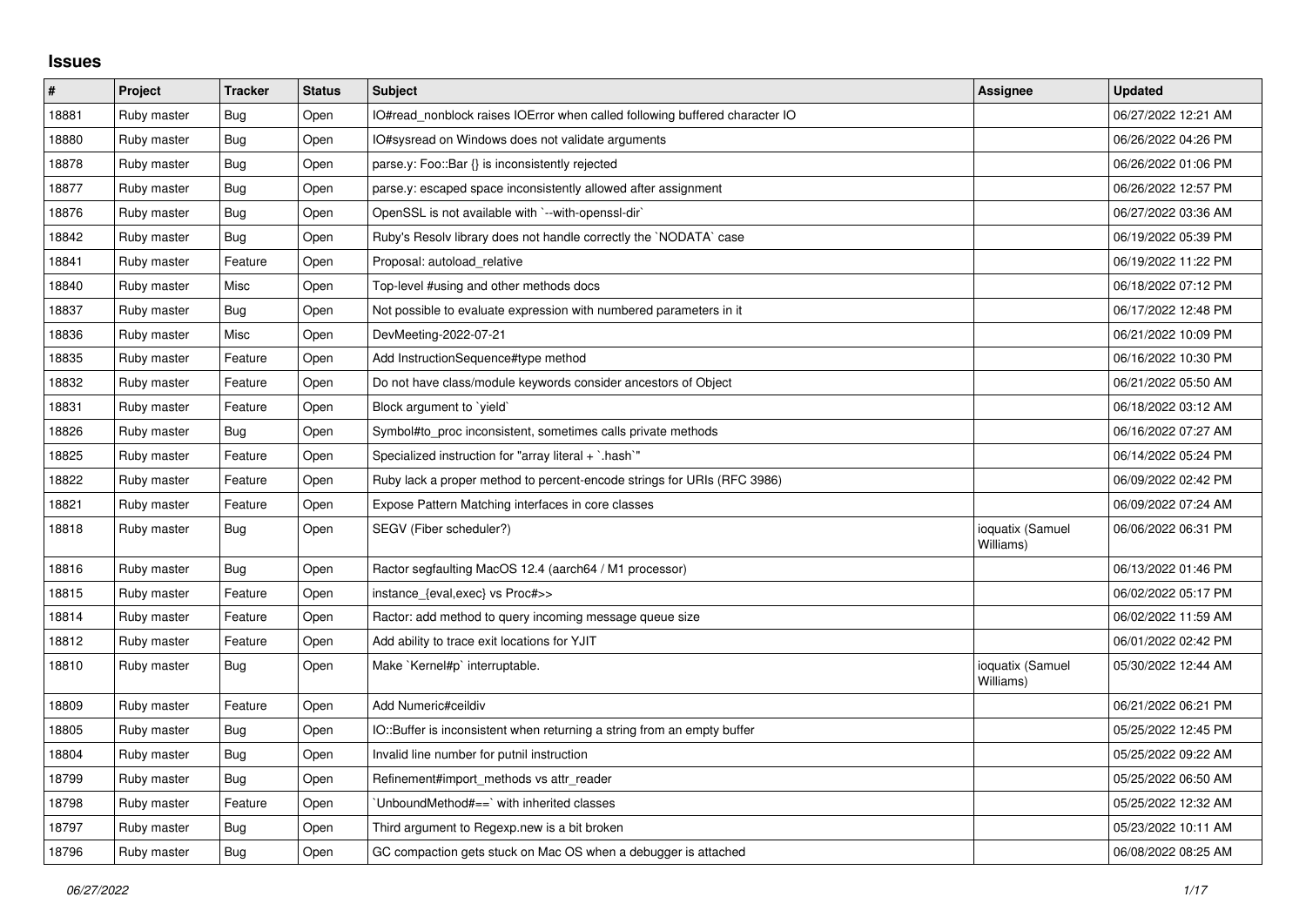## Issues

| # | Project | Tracker | Status | Subject | Assignee | Updated |
|---|---|---|---|---|---|---|
| 18881 | Ruby master | Bug | Open | IO#read_nonblock raises IOError when called following buffered character IO | | 06/27/2022 12:21 AM |
| 18880 | Ruby master | Bug | Open | IO#sysread on Windows does not validate arguments | | 06/26/2022 04:26 PM |
| 18878 | Ruby master | Bug | Open | parse.y: Foo::Bar {} is inconsistently rejected | | 06/26/2022 01:06 PM |
| 18877 | Ruby master | Bug | Open | parse.y: escaped space inconsistently allowed after assignment | | 06/26/2022 12:57 PM |
| 18876 | Ruby master | Bug | Open | OpenSSL is not available with `--with-openssl-dir` | | 06/27/2022 03:36 AM |
| 18842 | Ruby master | Bug | Open | Ruby's Resolv library does not handle correctly the `NODATA` case | | 06/19/2022 05:39 PM |
| 18841 | Ruby master | Feature | Open | Proposal: autoload_relative | | 06/19/2022 11:22 PM |
| 18840 | Ruby master | Misc | Open | Top-level #using and other methods docs | | 06/18/2022 07:12 PM |
| 18837 | Ruby master | Bug | Open | Not possible to evaluate expression with numbered parameters in it | | 06/17/2022 12:48 PM |
| 18836 | Ruby master | Misc | Open | DevMeeting-2022-07-21 | | 06/21/2022 10:09 PM |
| 18835 | Ruby master | Feature | Open | Add InstructionSequence#type method | | 06/16/2022 10:30 PM |
| 18832 | Ruby master | Feature | Open | Do not have class/module keywords consider ancestors of Object | | 06/21/2022 05:50 AM |
| 18831 | Ruby master | Feature | Open | Block argument to `yield` | | 06/18/2022 03:12 AM |
| 18826 | Ruby master | Bug | Open | Symbol#to_proc inconsistent, sometimes calls private methods | | 06/16/2022 07:27 AM |
| 18825 | Ruby master | Feature | Open | Specialized instruction for "array literal + `.hash`" | | 06/14/2022 05:24 PM |
| 18822 | Ruby master | Feature | Open | Ruby lack a proper method to percent-encode strings for URIs (RFC 3986) | | 06/09/2022 02:42 PM |
| 18821 | Ruby master | Feature | Open | Expose Pattern Matching interfaces in core classes | | 06/09/2022 07:24 AM |
| 18818 | Ruby master | Bug | Open | SEGV (Fiber scheduler?) | ioquatix (Samuel Williams) | 06/06/2022 06:31 PM |
| 18816 | Ruby master | Bug | Open | Ractor segfaulting MacOS 12.4 (aarch64 / M1 processor) | | 06/13/2022 01:46 PM |
| 18815 | Ruby master | Feature | Open | instance_{eval,exec} vs Proc#>> | | 06/02/2022 05:17 PM |
| 18814 | Ruby master | Feature | Open | Ractor: add method to query incoming message queue size | | 06/02/2022 11:59 AM |
| 18812 | Ruby master | Feature | Open | Add ability to trace exit locations for YJIT | | 06/01/2022 02:42 PM |
| 18810 | Ruby master | Bug | Open | Make `Kernel#p` interruptable. | ioquatix (Samuel Williams) | 05/30/2022 12:44 AM |
| 18809 | Ruby master | Feature | Open | Add Numeric#ceildiv | | 06/21/2022 06:21 PM |
| 18805 | Ruby master | Bug | Open | IO::Buffer is inconsistent when returning a string from an empty buffer | | 05/25/2022 12:45 PM |
| 18804 | Ruby master | Bug | Open | Invalid line number for putnil instruction | | 05/25/2022 09:22 AM |
| 18799 | Ruby master | Bug | Open | Refinement#import_methods vs attr_reader | | 05/25/2022 06:50 AM |
| 18798 | Ruby master | Feature | Open | `UnboundMethod#==` with inherited classes | | 05/25/2022 12:32 AM |
| 18797 | Ruby master | Bug | Open | Third argument to Regexp.new is a bit broken | | 05/23/2022 10:11 AM |
| 18796 | Ruby master | Bug | Open | GC compaction gets stuck on Mac OS when a debugger is attached | | 06/08/2022 08:25 AM |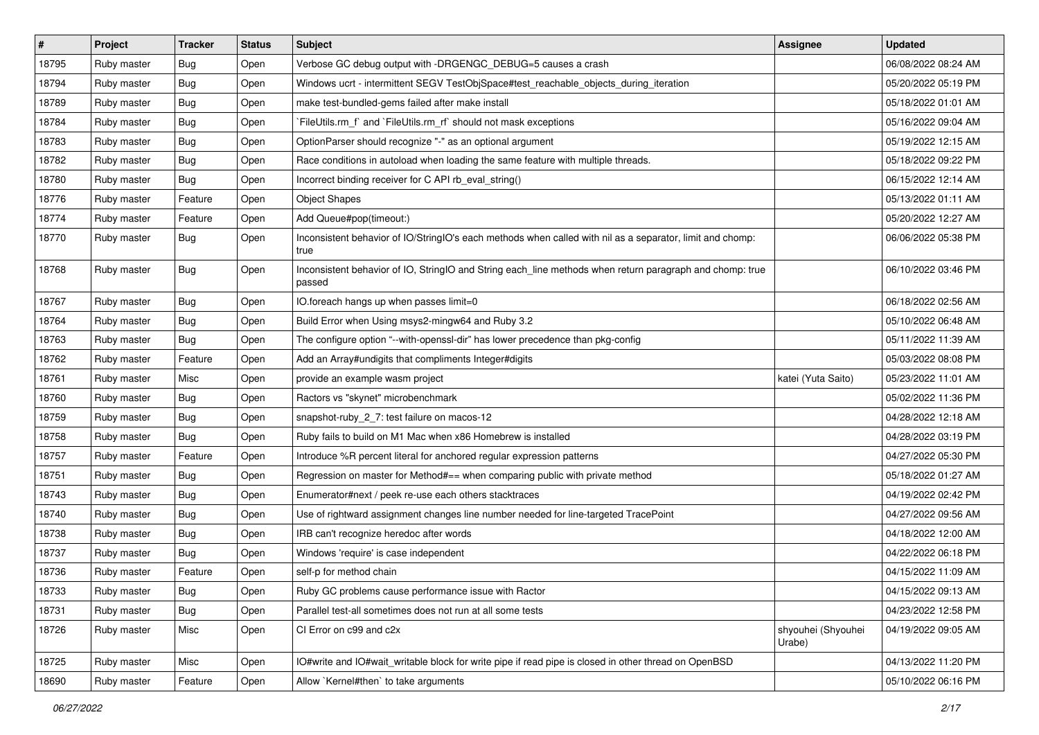| # | Project | Tracker | Status | Subject | Assignee | Updated |
|---|---|---|---|---|---|---|
| 18795 | Ruby master | Bug | Open | Verbose GC debug output with -DRGENGC_DEBUG=5 causes a crash | | 06/08/2022 08:24 AM |
| 18794 | Ruby master | Bug | Open | Windows ucrt - intermittent SEGV TestObjSpace#test_reachable_objects_during_iteration | | 05/20/2022 05:19 PM |
| 18789 | Ruby master | Bug | Open | make test-bundled-gems failed after make install | | 05/18/2022 01:01 AM |
| 18784 | Ruby master | Bug | Open | `FileUtils.rm_f` and `FileUtils.rm_rf` should not mask exceptions | | 05/16/2022 09:04 AM |
| 18783 | Ruby master | Bug | Open | OptionParser should recognize "-" as an optional argument | | 05/19/2022 12:15 AM |
| 18782 | Ruby master | Bug | Open | Race conditions in autoload when loading the same feature with multiple threads. | | 05/18/2022 09:22 PM |
| 18780 | Ruby master | Bug | Open | Incorrect binding receiver for C API rb_eval_string() | | 06/15/2022 12:14 AM |
| 18776 | Ruby master | Feature | Open | Object Shapes | | 05/13/2022 01:11 AM |
| 18774 | Ruby master | Feature | Open | Add Queue#pop(timeout:) | | 05/20/2022 12:27 AM |
| 18770 | Ruby master | Bug | Open | Inconsistent behavior of IO/StringIO's each methods when called with nil as a separator, limit and chomp: true | | 06/06/2022 05:38 PM |
| 18768 | Ruby master | Bug | Open | Inconsistent behavior of IO, StringIO and String each_line methods when return paragraph and chomp: true passed | | 06/10/2022 03:46 PM |
| 18767 | Ruby master | Bug | Open | IO.foreach hangs up when passes limit=0 | | 06/18/2022 02:56 AM |
| 18764 | Ruby master | Bug | Open | Build Error when Using msys2-mingw64 and Ruby 3.2 | | 05/10/2022 06:48 AM |
| 18763 | Ruby master | Bug | Open | The configure option "--with-openssl-dir" has lower precedence than pkg-config | | 05/11/2022 11:39 AM |
| 18762 | Ruby master | Feature | Open | Add an Array#undigits that compliments Integer#digits | | 05/03/2022 08:08 PM |
| 18761 | Ruby master | Misc | Open | provide an example wasm project | katei (Yuta Saito) | 05/23/2022 11:01 AM |
| 18760 | Ruby master | Bug | Open | Ractors vs "skynet" microbenchmark | | 05/02/2022 11:36 PM |
| 18759 | Ruby master | Bug | Open | snapshot-ruby_2_7: test failure on macos-12 | | 04/28/2022 12:18 AM |
| 18758 | Ruby master | Bug | Open | Ruby fails to build on M1 Mac when x86 Homebrew is installed | | 04/28/2022 03:19 PM |
| 18757 | Ruby master | Feature | Open | Introduce %R percent literal for anchored regular expression patterns | | 04/27/2022 05:30 PM |
| 18751 | Ruby master | Bug | Open | Regression on master for Method#== when comparing public with private method | | 05/18/2022 01:27 AM |
| 18743 | Ruby master | Bug | Open | Enumerator#next / peek re-use each others stacktraces | | 04/19/2022 02:42 PM |
| 18740 | Ruby master | Bug | Open | Use of rightward assignment changes line number needed for line-targeted TracePoint | | 04/27/2022 09:56 AM |
| 18738 | Ruby master | Bug | Open | IRB can't recognize heredoc after words | | 04/18/2022 12:00 AM |
| 18737 | Ruby master | Bug | Open | Windows 'require' is case independent | | 04/22/2022 06:18 PM |
| 18736 | Ruby master | Feature | Open | self-p for method chain | | 04/15/2022 11:09 AM |
| 18733 | Ruby master | Bug | Open | Ruby GC problems cause performance issue with Ractor | | 04/15/2022 09:13 AM |
| 18731 | Ruby master | Bug | Open | Parallel test-all sometimes does not run at all some tests | | 04/23/2022 12:58 PM |
| 18726 | Ruby master | Misc | Open | CI Error on c99 and c2x | shyouhei (Shyouhei Urabe) | 04/19/2022 09:05 AM |
| 18725 | Ruby master | Misc | Open | IO#write and IO#wait_writable block for write pipe if read pipe is closed in other thread on OpenBSD | | 04/13/2022 11:20 PM |
| 18690 | Ruby master | Feature | Open | Allow `Kernel#then` to take arguments | | 05/10/2022 06:16 PM |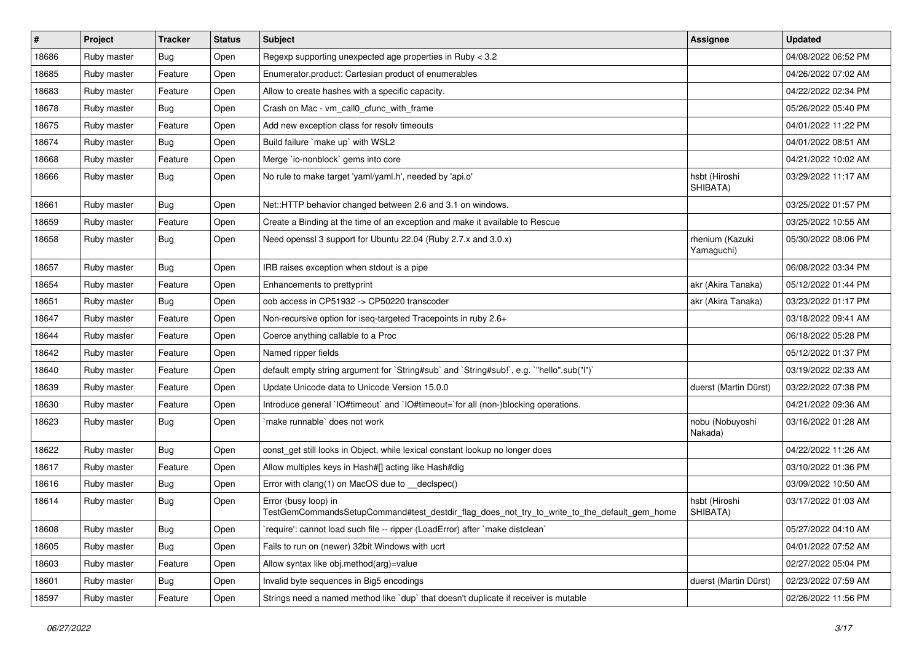| # | Project | Tracker | Status | Subject | Assignee | Updated |
| --- | --- | --- | --- | --- | --- | --- |
| 18686 | Ruby master | Bug | Open | Regexp supporting unexpected age properties in Ruby < 3.2 | | 04/08/2022 06:52 PM |
| 18685 | Ruby master | Feature | Open | Enumerator.product: Cartesian product of enumerables | | 04/26/2022 07:02 AM |
| 18683 | Ruby master | Feature | Open | Allow to create hashes with a specific capacity. | | 04/22/2022 02:34 PM |
| 18678 | Ruby master | Bug | Open | Crash on Mac - vm_call0_cfunc_with_frame | | 05/26/2022 05:40 PM |
| 18675 | Ruby master | Feature | Open | Add new exception class for resolv timeouts | | 04/01/2022 11:22 PM |
| 18674 | Ruby master | Bug | Open | Build failure `make up` with WSL2 | | 04/01/2022 08:51 AM |
| 18668 | Ruby master | Feature | Open | Merge `io-nonblock` gems into core | | 04/21/2022 10:02 AM |
| 18666 | Ruby master | Bug | Open | No rule to make target 'yaml/yaml.h', needed by 'api.o' | hsbt (Hiroshi SHIBATA) | 03/29/2022 11:17 AM |
| 18661 | Ruby master | Bug | Open | Net::HTTP behavior changed between 2.6 and 3.1 on windows. | | 03/25/2022 01:57 PM |
| 18659 | Ruby master | Feature | Open | Create a Binding at the time of an exception and make it available to Rescue | | 03/25/2022 10:55 AM |
| 18658 | Ruby master | Bug | Open | Need openssl 3 support for Ubuntu 22.04 (Ruby 2.7.x and 3.0.x) | rhenium (Kazuki Yamaguchi) | 05/30/2022 08:06 PM |
| 18657 | Ruby master | Bug | Open | IRB raises exception when stdout is a pipe | | 06/08/2022 03:34 PM |
| 18654 | Ruby master | Feature | Open | Enhancements to prettyprint | akr (Akira Tanaka) | 05/12/2022 01:44 PM |
| 18651 | Ruby master | Bug | Open | oob access in CP51932 -> CP50220 transcoder | akr (Akira Tanaka) | 03/23/2022 01:17 PM |
| 18647 | Ruby master | Feature | Open | Non-recursive option for iseq-targeted Tracepoints in ruby 2.6+ | | 03/18/2022 09:41 AM |
| 18644 | Ruby master | Feature | Open | Coerce anything callable to a Proc | | 06/18/2022 05:28 PM |
| 18642 | Ruby master | Feature | Open | Named ripper fields | | 05/12/2022 01:37 PM |
| 18640 | Ruby master | Feature | Open | default empty string argument for `String#sub` and `String#sub!`, e.g. `"hello".sub("l")` | | 03/19/2022 02:33 AM |
| 18639 | Ruby master | Feature | Open | Update Unicode data to Unicode Version 15.0.0 | duerst (Martin Dürst) | 03/22/2022 07:38 PM |
| 18630 | Ruby master | Feature | Open | Introduce general `IO#timeout` and `IO#timeout=`for all (non-)blocking operations. | | 04/21/2022 09:36 AM |
| 18623 | Ruby master | Bug | Open | `make runnable` does not work | nobu (Nobuyoshi Nakada) | 03/16/2022 01:28 AM |
| 18622 | Ruby master | Bug | Open | const_get still looks in Object, while lexical constant lookup no longer does | | 04/22/2022 11:26 AM |
| 18617 | Ruby master | Feature | Open | Allow multiples keys in Hash#[] acting like Hash#dig | | 03/10/2022 01:36 PM |
| 18616 | Ruby master | Bug | Open | Error with clang(1) on MacOS due to __declspec() | | 03/09/2022 10:50 AM |
| 18614 | Ruby master | Bug | Open | Error (busy loop) in TestGemCommandsSetupCommand#test_destdir_flag_does_not_try_to_write_to_the_default_gem_home | hsbt (Hiroshi SHIBATA) | 03/17/2022 01:03 AM |
| 18608 | Ruby master | Bug | Open | `require': cannot load such file -- ripper (LoadError) after `make distclean` | | 05/27/2022 04:10 AM |
| 18605 | Ruby master | Bug | Open | Fails to run on (newer) 32bit Windows with ucrt | | 04/01/2022 07:52 AM |
| 18603 | Ruby master | Feature | Open | Allow syntax like obj.method(arg)=value | | 02/27/2022 05:04 PM |
| 18601 | Ruby master | Bug | Open | Invalid byte sequences in Big5 encodings | duerst (Martin Dürst) | 02/23/2022 07:59 AM |
| 18597 | Ruby master | Feature | Open | Strings need a named method like `dup` that doesn't duplicate if receiver is mutable | | 02/26/2022 11:56 PM |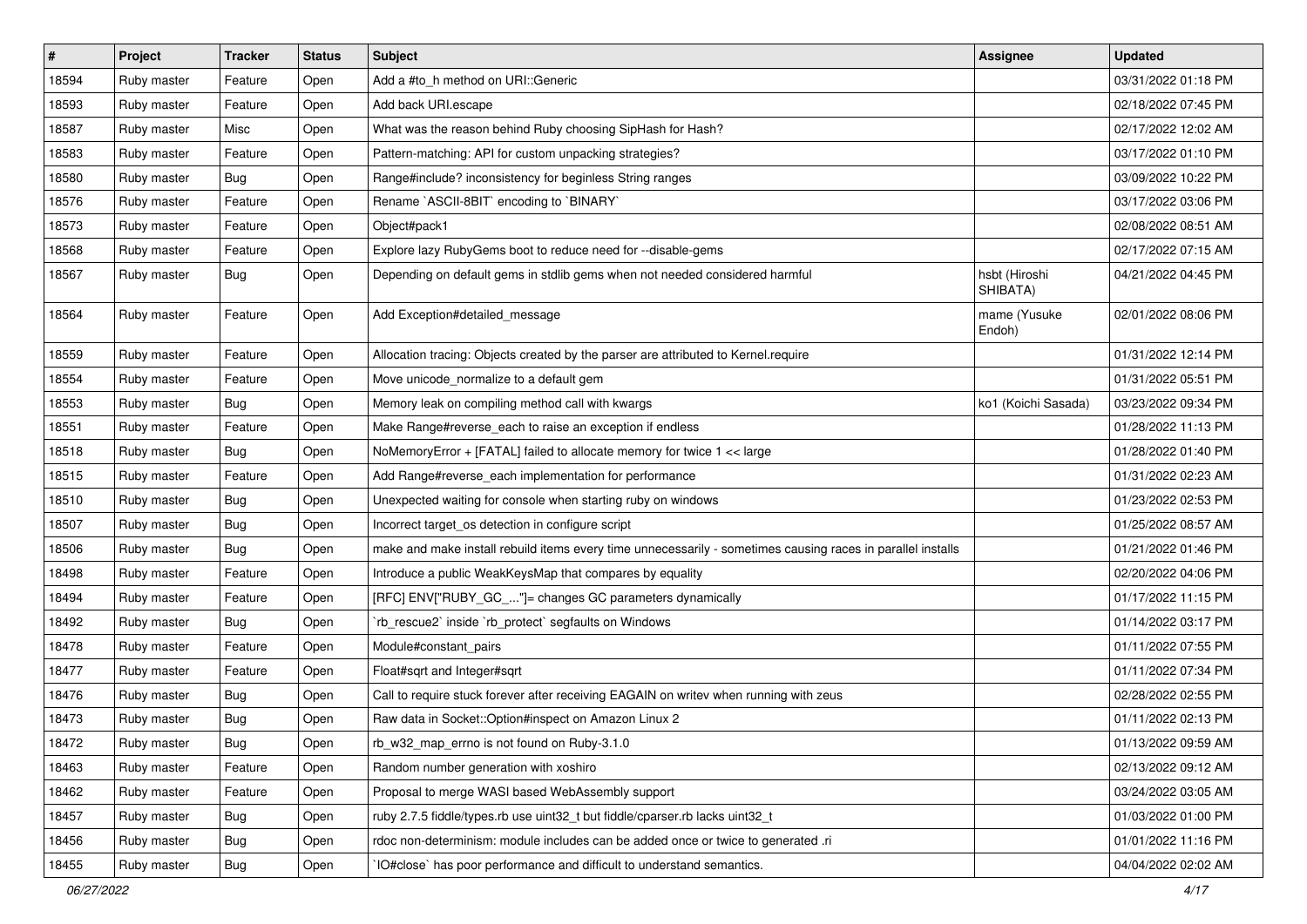| # | Project | Tracker | Status | Subject | Assignee | Updated |
|---|---|---|---|---|---|---|
| 18594 | Ruby master | Feature | Open | Add a #to_h method on URI::Generic | | 03/31/2022 01:18 PM |
| 18593 | Ruby master | Feature | Open | Add back URI.escape | | 02/18/2022 07:45 PM |
| 18587 | Ruby master | Misc | Open | What was the reason behind Ruby choosing SipHash for Hash? | | 02/17/2022 12:02 AM |
| 18583 | Ruby master | Feature | Open | Pattern-matching: API for custom unpacking strategies? | | 03/17/2022 01:10 PM |
| 18580 | Ruby master | Bug | Open | Range#include? inconsistency for beginless String ranges | | 03/09/2022 10:22 PM |
| 18576 | Ruby master | Feature | Open | Rename `ASCII-8BIT` encoding to `BINARY` | | 03/17/2022 03:06 PM |
| 18573 | Ruby master | Feature | Open | Object#pack1 | | 02/08/2022 08:51 AM |
| 18568 | Ruby master | Feature | Open | Explore lazy RubyGems boot to reduce need for --disable-gems | | 02/17/2022 07:15 AM |
| 18567 | Ruby master | Bug | Open | Depending on default gems in stdlib gems when not needed considered harmful | hsbt (Hiroshi SHIBATA) | 04/21/2022 04:45 PM |
| 18564 | Ruby master | Feature | Open | Add Exception#detailed_message | mame (Yusuke Endoh) | 02/01/2022 08:06 PM |
| 18559 | Ruby master | Feature | Open | Allocation tracing: Objects created by the parser are attributed to Kernel.require | | 01/31/2022 12:14 PM |
| 18554 | Ruby master | Feature | Open | Move unicode_normalize to a default gem | | 01/31/2022 05:51 PM |
| 18553 | Ruby master | Bug | Open | Memory leak on compiling method call with kwargs | ko1 (Koichi Sasada) | 03/23/2022 09:34 PM |
| 18551 | Ruby master | Feature | Open | Make Range#reverse_each to raise an exception if endless | | 01/28/2022 11:13 PM |
| 18518 | Ruby master | Bug | Open | NoMemoryError + [FATAL] failed to allocate memory for twice 1 << large | | 01/28/2022 01:40 PM |
| 18515 | Ruby master | Feature | Open | Add Range#reverse_each implementation for performance | | 01/31/2022 02:23 AM |
| 18510 | Ruby master | Bug | Open | Unexpected waiting for console when starting ruby on windows | | 01/23/2022 02:53 PM |
| 18507 | Ruby master | Bug | Open | Incorrect target_os detection in configure script | | 01/25/2022 08:57 AM |
| 18506 | Ruby master | Bug | Open | make and make install rebuild items every time unnecessarily - sometimes causing races in parallel installs | | 01/21/2022 01:46 PM |
| 18498 | Ruby master | Feature | Open | Introduce a public WeakKeysMap that compares by equality | | 02/20/2022 04:06 PM |
| 18494 | Ruby master | Feature | Open | [RFC] ENV["RUBY_GC_..."]= changes GC parameters dynamically | | 01/17/2022 11:15 PM |
| 18492 | Ruby master | Bug | Open | `rb_rescue2` inside `rb_protect` segfaults on Windows | | 01/14/2022 03:17 PM |
| 18478 | Ruby master | Feature | Open | Module#constant_pairs | | 01/11/2022 07:55 PM |
| 18477 | Ruby master | Feature | Open | Float#sqrt and Integer#sqrt | | 01/11/2022 07:34 PM |
| 18476 | Ruby master | Bug | Open | Call to require stuck forever after receiving EAGAIN on writev when running with zeus | | 02/28/2022 02:55 PM |
| 18473 | Ruby master | Bug | Open | Raw data in Socket::Option#inspect on Amazon Linux 2 | | 01/11/2022 02:13 PM |
| 18472 | Ruby master | Bug | Open | rb_w32_map_errno is not found on Ruby-3.1.0 | | 01/13/2022 09:59 AM |
| 18463 | Ruby master | Feature | Open | Random number generation with xoshiro | | 02/13/2022 09:12 AM |
| 18462 | Ruby master | Feature | Open | Proposal to merge WASI based WebAssembly support | | 03/24/2022 03:05 AM |
| 18457 | Ruby master | Bug | Open | ruby 2.7.5 fiddle/types.rb use uint32_t but fiddle/cparser.rb lacks uint32_t | | 01/03/2022 01:00 PM |
| 18456 | Ruby master | Bug | Open | rdoc non-determinism: module includes can be added once or twice to generated .ri | | 01/01/2022 11:16 PM |
| 18455 | Ruby master | Bug | Open | `IO#close` has poor performance and difficult to understand semantics. | | 04/04/2022 02:02 AM |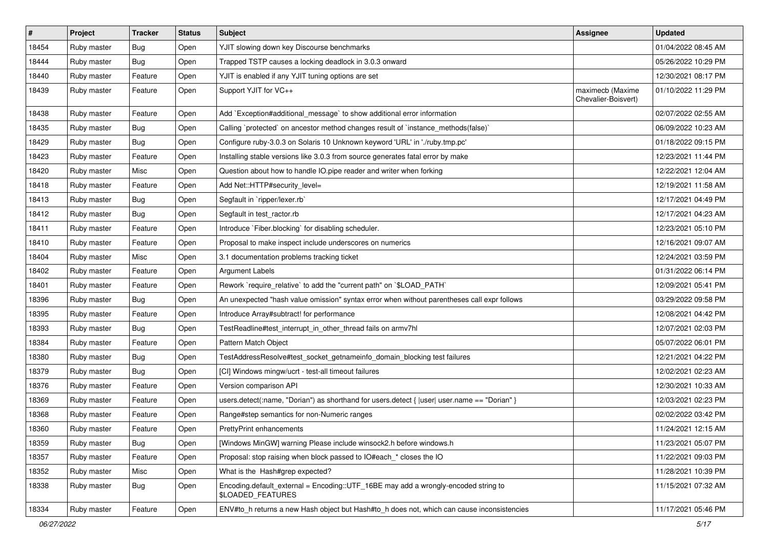| # | Project | Tracker | Status | Subject | Assignee | Updated |
|---|---|---|---|---|---|---|
| 18454 | Ruby master | Bug | Open | YJIT slowing down key Discourse benchmarks | | 01/04/2022 08:45 AM |
| 18444 | Ruby master | Bug | Open | Trapped TSTP causes a locking deadlock in 3.0.3 onward | | 05/26/2022 10:29 PM |
| 18440 | Ruby master | Feature | Open | YJIT is enabled if any YJIT tuning options are set | | 12/30/2021 08:17 PM |
| 18439 | Ruby master | Feature | Open | Support YJIT for VC++ | maximecb (Maxime Chevalier-Boisvert) | 01/10/2022 11:29 PM |
| 18438 | Ruby master | Feature | Open | Add `Exception#additional_message` to show additional error information | | 02/07/2022 02:55 AM |
| 18435 | Ruby master | Bug | Open | Calling `protected` on ancestor method changes result of `instance_methods(false)` | | 06/09/2022 10:23 AM |
| 18429 | Ruby master | Bug | Open | Configure ruby-3.0.3 on Solaris 10 Unknown keyword 'URL' in './ruby.tmp.pc' | | 01/18/2022 09:15 PM |
| 18423 | Ruby master | Feature | Open | Installing stable versions like 3.0.3 from source generates fatal error by make | | 12/23/2021 11:44 PM |
| 18420 | Ruby master | Misc | Open | Question about how to handle IO.pipe reader and writer when forking | | 12/22/2021 12:04 AM |
| 18418 | Ruby master | Feature | Open | Add Net::HTTP#security_level= | | 12/19/2021 11:58 AM |
| 18413 | Ruby master | Bug | Open | Segfault in `ripper/lexer.rb` | | 12/17/2021 04:49 PM |
| 18412 | Ruby master | Bug | Open | Segfault in test_ractor.rb | | 12/17/2021 04:23 AM |
| 18411 | Ruby master | Feature | Open | Introduce `Fiber.blocking` for disabling scheduler. | | 12/23/2021 05:10 PM |
| 18410 | Ruby master | Feature | Open | Proposal to make inspect include underscores on numerics | | 12/16/2021 09:07 AM |
| 18404 | Ruby master | Misc | Open | 3.1 documentation problems tracking ticket | | 12/24/2021 03:59 PM |
| 18402 | Ruby master | Feature | Open | Argument Labels | | 01/31/2022 06:14 PM |
| 18401 | Ruby master | Feature | Open | Rework `require_relative` to add the "current path" on `$LOAD_PATH` | | 12/09/2021 05:41 PM |
| 18396 | Ruby master | Bug | Open | An unexpected "hash value omission" syntax error when without parentheses call expr follows | | 03/29/2022 09:58 PM |
| 18395 | Ruby master | Feature | Open | Introduce Array#subtract! for performance | | 12/08/2021 04:42 PM |
| 18393 | Ruby master | Bug | Open | TestReadline#test_interrupt_in_other_thread fails on armv7hl | | 12/07/2021 02:03 PM |
| 18384 | Ruby master | Feature | Open | Pattern Match Object | | 05/07/2022 06:01 PM |
| 18380 | Ruby master | Bug | Open | TestAddressResolve#test_socket_getnameinfo_domain_blocking test failures | | 12/21/2021 04:22 PM |
| 18379 | Ruby master | Bug | Open | [CI] Windows mingw/ucrt - test-all timeout failures | | 12/02/2021 02:23 AM |
| 18376 | Ruby master | Feature | Open | Version comparison API | | 12/30/2021 10:33 AM |
| 18369 | Ruby master | Feature | Open | users.detect(:name, "Dorian") as shorthand for users.detect { \|user\| user.name == "Dorian" } | | 12/03/2021 02:23 PM |
| 18368 | Ruby master | Feature | Open | Range#step semantics for non-Numeric ranges | | 02/02/2022 03:42 PM |
| 18360 | Ruby master | Feature | Open | PrettyPrint enhancements | | 11/24/2021 12:15 AM |
| 18359 | Ruby master | Bug | Open | [Windows MinGW] warning Please include winsock2.h before windows.h | | 11/23/2021 05:07 PM |
| 18357 | Ruby master | Feature | Open | Proposal: stop raising when block passed to IO#each_* closes the IO | | 11/22/2021 09:03 PM |
| 18352 | Ruby master | Misc | Open | What is the Hash#grep expected? | | 11/28/2021 10:39 PM |
| 18338 | Ruby master | Bug | Open | Encoding.default_external = Encoding::UTF_16BE may add a wrongly-encoded string to $LOADED_FEATURES | | 11/15/2021 07:32 AM |
| 18334 | Ruby master | Feature | Open | ENV#to_h returns a new Hash object but Hash#to_h does not, which can cause inconsistencies | | 11/17/2021 05:46 PM |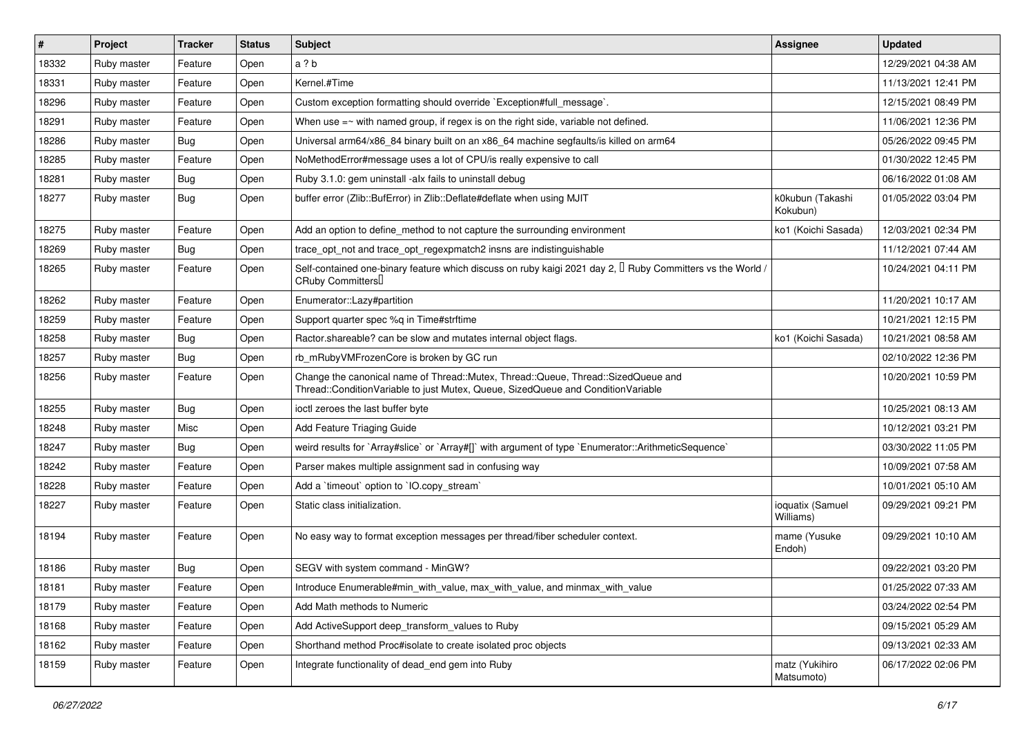| # | Project | Tracker | Status | Subject | Assignee | Updated |
|---|---|---|---|---|---|---|
| 18332 | Ruby master | Feature | Open | a ? b | | 12/29/2021 04:38 AM |
| 18331 | Ruby master | Feature | Open | Kernel.#Time | | 11/13/2021 12:41 PM |
| 18296 | Ruby master | Feature | Open | Custom exception formatting should override `Exception#full_message`. | | 12/15/2021 08:49 PM |
| 18291 | Ruby master | Feature | Open | When use =~ with named group, if regex is on the right side, variable not defined. | | 11/06/2021 12:36 PM |
| 18286 | Ruby master | Bug | Open | Universal arm64/x86_84 binary built on an x86_64 machine segfaults/is killed on arm64 | | 05/26/2022 09:45 PM |
| 18285 | Ruby master | Feature | Open | NoMethodError#message uses a lot of CPU/is really expensive to call | | 01/30/2022 12:45 PM |
| 18281 | Ruby master | Bug | Open | Ruby 3.1.0: gem uninstall -alx fails to uninstall debug | | 06/16/2022 01:08 AM |
| 18277 | Ruby master | Bug | Open | buffer error (Zlib::BufError) in Zlib::Deflate#deflate when using MJIT | k0kubun (Takashi Kokubun) | 01/05/2022 03:04 PM |
| 18275 | Ruby master | Feature | Open | Add an option to define_method to not capture the surrounding environment | ko1 (Koichi Sasada) | 12/03/2021 02:34 PM |
| 18269 | Ruby master | Bug | Open | trace_opt_not and trace_opt_regexpmatch2 insns are indistinguishable | | 11/12/2021 07:44 AM |
| 18265 | Ruby master | Feature | Open | Self-contained one-binary feature which discuss on ruby kaigi 2021 day 2, 「Ruby Committers vs the World / CRuby Committers」 | | 10/24/2021 04:11 PM |
| 18262 | Ruby master | Feature | Open | Enumerator::Lazy#partition | | 11/20/2021 10:17 AM |
| 18259 | Ruby master | Feature | Open | Support quarter spec %q in Time#strftime | | 10/21/2021 12:15 PM |
| 18258 | Ruby master | Bug | Open | Ractor.shareable? can be slow and mutates internal object flags. | ko1 (Koichi Sasada) | 10/21/2021 08:58 AM |
| 18257 | Ruby master | Bug | Open | rb_mRubyVMFrozenCore is broken by GC run | | 02/10/2022 12:36 PM |
| 18256 | Ruby master | Feature | Open | Change the canonical name of Thread::Mutex, Thread::Queue, Thread::SizedQueue and Thread::ConditionVariable to just Mutex, Queue, SizedQueue and ConditionVariable | | 10/20/2021 10:59 PM |
| 18255 | Ruby master | Bug | Open | ioctl zeroes the last buffer byte | | 10/25/2021 08:13 AM |
| 18248 | Ruby master | Misc | Open | Add Feature Triaging Guide | | 10/12/2021 03:21 PM |
| 18247 | Ruby master | Bug | Open | weird results for `Array#slice` or `Array#[]` with argument of type `Enumerator::ArithmeticSequence` | | 03/30/2022 11:05 PM |
| 18242 | Ruby master | Feature | Open | Parser makes multiple assignment sad in confusing way | | 10/09/2021 07:58 AM |
| 18228 | Ruby master | Feature | Open | Add a `timeout` option to `IO.copy_stream` | | 10/01/2021 05:10 AM |
| 18227 | Ruby master | Feature | Open | Static class initialization. | ioquatix (Samuel Williams) | 09/29/2021 09:21 PM |
| 18194 | Ruby master | Feature | Open | No easy way to format exception messages per thread/fiber scheduler context. | mame (Yusuke Endoh) | 09/29/2021 10:10 AM |
| 18186 | Ruby master | Bug | Open | SEGV with system command - MinGW? | | 09/22/2021 03:20 PM |
| 18181 | Ruby master | Feature | Open | Introduce Enumerable#min_with_value, max_with_value, and minmax_with_value | | 01/25/2022 07:33 AM |
| 18179 | Ruby master | Feature | Open | Add Math methods to Numeric | | 03/24/2022 02:54 PM |
| 18168 | Ruby master | Feature | Open | Add ActiveSupport deep_transform_values to Ruby | | 09/15/2021 05:29 AM |
| 18162 | Ruby master | Feature | Open | Shorthand method Proc#isolate to create isolated proc objects | | 09/13/2021 02:33 AM |
| 18159 | Ruby master | Feature | Open | Integrate functionality of dead_end gem into Ruby | matz (Yukihiro Matsumoto) | 06/17/2022 02:06 PM |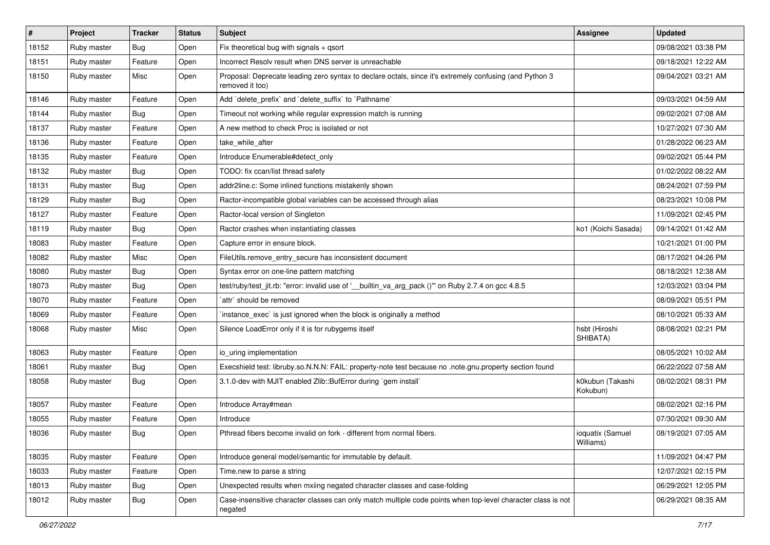| # | Project | Tracker | Status | Subject | Assignee | Updated |
|---|---|---|---|---|---|---|
| 18152 | Ruby master | Bug | Open | Fix theoretical bug with signals + qsort | | 09/08/2021 03:38 PM |
| 18151 | Ruby master | Feature | Open | Incorrect Resolv result when DNS server is unreachable | | 09/18/2021 12:22 AM |
| 18150 | Ruby master | Misc | Open | Proposal: Deprecate leading zero syntax to declare octals, since it's extremely confusing (and Python 3 removed it too) | | 09/04/2021 03:21 AM |
| 18146 | Ruby master | Feature | Open | Add `delete_prefix` and `delete_suffix` to `Pathname` | | 09/03/2021 04:59 AM |
| 18144 | Ruby master | Bug | Open | Timeout not working while regular expression match is running | | 09/02/2021 07:08 AM |
| 18137 | Ruby master | Feature | Open | A new method to check Proc is isolated or not | | 10/27/2021 07:30 AM |
| 18136 | Ruby master | Feature | Open | take_while_after | | 01/28/2022 06:23 AM |
| 18135 | Ruby master | Feature | Open | Introduce Enumerable#detect_only | | 09/02/2021 05:44 PM |
| 18132 | Ruby master | Bug | Open | TODO: fix ccan/list thread safety | | 01/02/2022 08:22 AM |
| 18131 | Ruby master | Bug | Open | addr2line.c: Some inlined functions mistakenly shown | | 08/24/2021 07:59 PM |
| 18129 | Ruby master | Bug | Open | Ractor-incompatible global variables can be accessed through alias | | 08/23/2021 10:08 PM |
| 18127 | Ruby master | Feature | Open | Ractor-local version of Singleton | | 11/09/2021 02:45 PM |
| 18119 | Ruby master | Bug | Open | Ractor crashes when instantiating classes | ko1 (Koichi Sasada) | 09/14/2021 01:42 AM |
| 18083 | Ruby master | Feature | Open | Capture error in ensure block. | | 10/21/2021 01:00 PM |
| 18082 | Ruby master | Misc | Open | FileUtils.remove_entry_secure has inconsistent document | | 08/17/2021 04:26 PM |
| 18080 | Ruby master | Bug | Open | Syntax error on one-line pattern matching | | 08/18/2021 12:38 AM |
| 18073 | Ruby master | Bug | Open | test/ruby/test_jit.rb: "error: invalid use of '__builtin_va_arg_pack ()'" on Ruby 2.7.4 on gcc 4.8.5 | | 12/03/2021 03:04 PM |
| 18070 | Ruby master | Feature | Open | `attr` should be removed | | 08/09/2021 05:51 PM |
| 18069 | Ruby master | Feature | Open | `instance_exec` is just ignored when the block is originally a method | | 08/10/2021 05:33 AM |
| 18068 | Ruby master | Misc | Open | Silence LoadError only if it is for rubygems itself | hsbt (Hiroshi SHIBATA) | 08/08/2021 02:21 PM |
| 18063 | Ruby master | Feature | Open | io_uring implementation | | 08/05/2021 10:02 AM |
| 18061 | Ruby master | Bug | Open | Execshield test: libruby.so.N.N.N: FAIL: property-note test because no .note.gnu.property section found | | 06/22/2022 07:58 AM |
| 18058 | Ruby master | Bug | Open | 3.1.0-dev with MJIT enabled Zlib::BufError during `gem install` | k0kubun (Takashi Kokubun) | 08/02/2021 08:31 PM |
| 18057 | Ruby master | Feature | Open | Introduce Array#mean | | 08/02/2021 02:16 PM |
| 18055 | Ruby master | Feature | Open | Introduce | | 07/30/2021 09:30 AM |
| 18036 | Ruby master | Bug | Open | Pthread fibers become invalid on fork - different from normal fibers. | ioquatix (Samuel Williams) | 08/19/2021 07:05 AM |
| 18035 | Ruby master | Feature | Open | Introduce general model/semantic for immutable by default. | | 11/09/2021 04:47 PM |
| 18033 | Ruby master | Feature | Open | Time.new to parse a string | | 12/07/2021 02:15 PM |
| 18013 | Ruby master | Bug | Open | Unexpected results when mxiing negated character classes and case-folding | | 06/29/2021 12:05 PM |
| 18012 | Ruby master | Bug | Open | Case-insensitive character classes can only match multiple code points when top-level character class is not negated | | 06/29/2021 08:35 AM |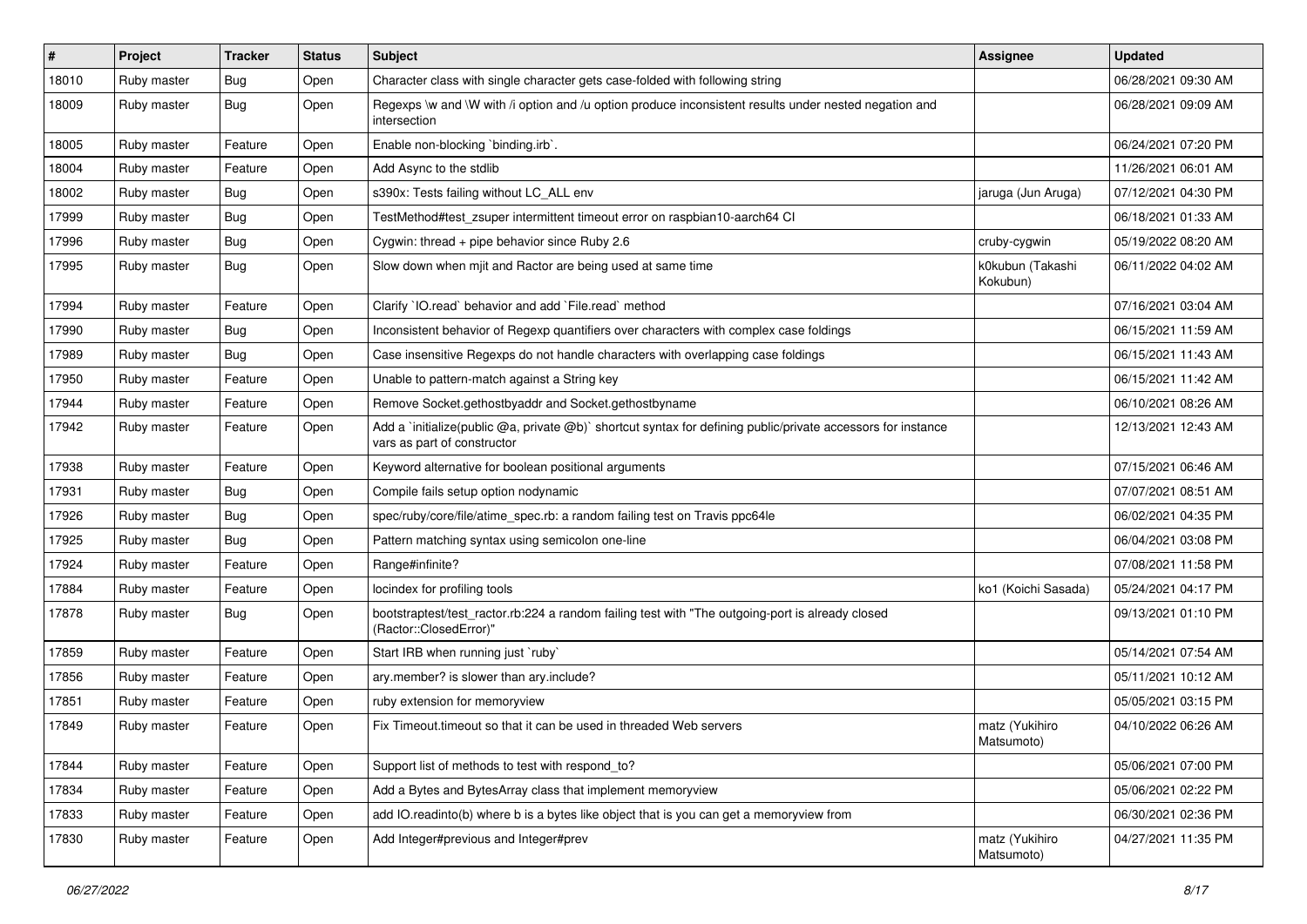| # | Project | Tracker | Status | Subject | Assignee | Updated |
|---|---|---|---|---|---|---|
| 18010 | Ruby master | Bug | Open | Character class with single character gets case-folded with following string | | 06/28/2021 09:30 AM |
| 18009 | Ruby master | Bug | Open | Regexps \w and \W with /i option and /u option produce inconsistent results under nested negation and intersection | | 06/28/2021 09:09 AM |
| 18005 | Ruby master | Feature | Open | Enable non-blocking `binding.irb`. | | 06/24/2021 07:20 PM |
| 18004 | Ruby master | Feature | Open | Add Async to the stdlib | | 11/26/2021 06:01 AM |
| 18002 | Ruby master | Bug | Open | s390x: Tests failing without LC_ALL env | jaruga (Jun Aruga) | 07/12/2021 04:30 PM |
| 17999 | Ruby master | Bug | Open | TestMethod#test_zsuper intermittent timeout error on raspbian10-aarch64 CI | | 06/18/2021 01:33 AM |
| 17996 | Ruby master | Bug | Open | Cygwin: thread + pipe behavior since Ruby 2.6 | cruby-cygwin | 05/19/2022 08:20 AM |
| 17995 | Ruby master | Bug | Open | Slow down when mjit and Ractor are being used at same time | k0kubun (Takashi Kokubun) | 06/11/2022 04:02 AM |
| 17994 | Ruby master | Feature | Open | Clarify `IO.read` behavior and add `File.read` method | | 07/16/2021 03:04 AM |
| 17990 | Ruby master | Bug | Open | Inconsistent behavior of Regexp quantifiers over characters with complex case foldings | | 06/15/2021 11:59 AM |
| 17989 | Ruby master | Bug | Open | Case insensitive Regexps do not handle characters with overlapping case foldings | | 06/15/2021 11:43 AM |
| 17950 | Ruby master | Feature | Open | Unable to pattern-match against a String key | | 06/15/2021 11:42 AM |
| 17944 | Ruby master | Feature | Open | Remove Socket.gethostbyaddr and Socket.gethostbyname | | 06/10/2021 08:26 AM |
| 17942 | Ruby master | Feature | Open | Add a `initialize(public @a, private @b)` shortcut syntax for defining public/private accessors for instance vars as part of constructor | | 12/13/2021 12:43 AM |
| 17938 | Ruby master | Feature | Open | Keyword alternative for boolean positional arguments | | 07/15/2021 06:46 AM |
| 17931 | Ruby master | Bug | Open | Compile fails setup option nodynamic | | 07/07/2021 08:51 AM |
| 17926 | Ruby master | Bug | Open | spec/ruby/core/file/atime_spec.rb: a random failing test on Travis ppc64le | | 06/02/2021 04:35 PM |
| 17925 | Ruby master | Bug | Open | Pattern matching syntax using semicolon one-line | | 06/04/2021 03:08 PM |
| 17924 | Ruby master | Feature | Open | Range#infinite? | | 07/08/2021 11:58 PM |
| 17884 | Ruby master | Feature | Open | locindex for profiling tools | ko1 (Koichi Sasada) | 05/24/2021 04:17 PM |
| 17878 | Ruby master | Bug | Open | bootstraptest/test_ractor.rb:224 a random failing test with "The outgoing-port is already closed (Ractor::ClosedError)" | | 09/13/2021 01:10 PM |
| 17859 | Ruby master | Feature | Open | Start IRB when running just `ruby` | | 05/14/2021 07:54 AM |
| 17856 | Ruby master | Feature | Open | ary.member? is slower than ary.include? | | 05/11/2021 10:12 AM |
| 17851 | Ruby master | Feature | Open | ruby extension for memoryview | | 05/05/2021 03:15 PM |
| 17849 | Ruby master | Feature | Open | Fix Timeout.timeout so that it can be used in threaded Web servers | matz (Yukihiro Matsumoto) | 04/10/2022 06:26 AM |
| 17844 | Ruby master | Feature | Open | Support list of methods to test with respond_to? | | 05/06/2021 07:00 PM |
| 17834 | Ruby master | Feature | Open | Add a Bytes and BytesArray class that implement memoryview | | 05/06/2021 02:22 PM |
| 17833 | Ruby master | Feature | Open | add IO.readinto(b) where b is a bytes like object that is you can get a memoryview from | | 06/30/2021 02:36 PM |
| 17830 | Ruby master | Feature | Open | Add Integer#previous and Integer#prev | matz (Yukihiro Matsumoto) | 04/27/2021 11:35 PM |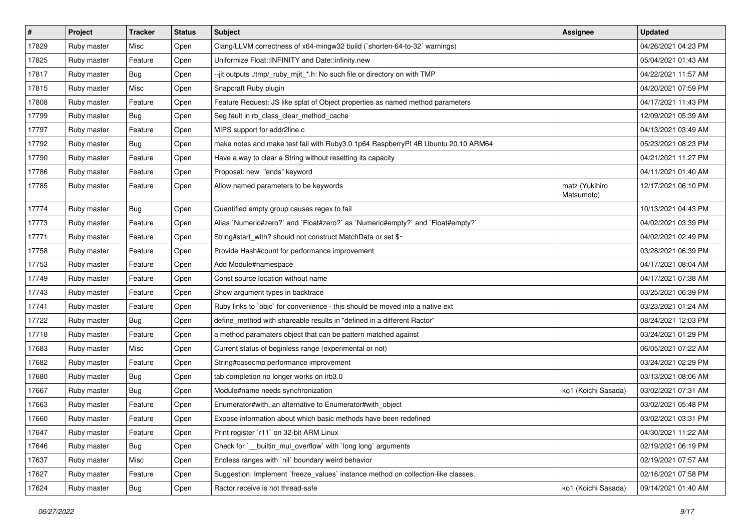| # | Project | Tracker | Status | Subject | Assignee | Updated |
|---|---|---|---|---|---|---|
| 17829 | Ruby master | Misc | Open | Clang/LLVM correctness of x64-mingw32 build (`shorten-64-to-32` warnings) | | 04/26/2021 04:23 PM |
| 17825 | Ruby master | Feature | Open | Uniformize Float::INFINITY and Date::infinity.new | | 05/04/2021 01:43 AM |
| 17817 | Ruby master | Bug | Open | --jit outputs ./tmp/_ruby_mjit_*.h: No such file or directory on with TMP | | 04/22/2021 11:57 AM |
| 17815 | Ruby master | Misc | Open | Snapcraft Ruby plugin | | 04/20/2021 07:59 PM |
| 17808 | Ruby master | Feature | Open | Feature Request: JS like splat of Object properties as named method parameters | | 04/17/2021 11:43 PM |
| 17799 | Ruby master | Bug | Open | Seg fault in rb_class_clear_method_cache | | 12/09/2021 05:39 AM |
| 17797 | Ruby master | Feature | Open | MIPS support for addr2line.c | | 04/13/2021 03:49 AM |
| 17792 | Ruby master | Bug | Open | make notes and make test fail with Ruby3.0.1p64 RaspberryPI 4B Ubuntu 20.10 ARM64 | | 05/23/2021 08:23 PM |
| 17790 | Ruby master | Feature | Open | Have a way to clear a String without resetting its capacity | | 04/21/2021 11:27 PM |
| 17786 | Ruby master | Feature | Open | Proposal: new "ends" keyword | | 04/11/2021 01:40 AM |
| 17785 | Ruby master | Feature | Open | Allow named parameters to be keywords | matz (Yukihiro Matsumoto) | 12/17/2021 06:10 PM |
| 17774 | Ruby master | Bug | Open | Quantified empty group causes regex to fail | | 10/13/2021 04:43 PM |
| 17773 | Ruby master | Feature | Open | Alias `Numeric#zero?` and `Float#zero?` as `Numeric#empty?` and `Float#empty?` | | 04/02/2021 03:39 PM |
| 17771 | Ruby master | Feature | Open | String#start_with? should not construct MatchData or set $~ | | 04/02/2021 02:49 PM |
| 17758 | Ruby master | Feature | Open | Provide Hash#count for performance improvement | | 03/28/2021 06:39 PM |
| 17753 | Ruby master | Feature | Open | Add Module#namespace | | 04/17/2021 08:04 AM |
| 17749 | Ruby master | Feature | Open | Const source location without name | | 04/17/2021 07:38 AM |
| 17743 | Ruby master | Feature | Open | Show argument types in backtrace | | 03/25/2021 06:39 PM |
| 17741 | Ruby master | Feature | Open | Ruby links to `objc` for convenience - this should be moved into a native ext | | 03/23/2021 01:24 AM |
| 17722 | Ruby master | Bug | Open | define_method with shareable results in "defined in a different Ractor" | | 08/24/2021 12:03 PM |
| 17718 | Ruby master | Feature | Open | a method paramaters object that can be pattern matched against | | 03/24/2021 01:29 PM |
| 17683 | Ruby master | Misc | Open | Current status of beginless range (experimental or not) | | 06/05/2021 07:22 AM |
| 17682 | Ruby master | Feature | Open | String#casecmp performance improvement | | 03/24/2021 02:29 PM |
| 17680 | Ruby master | Bug | Open | tab completion no longer works on irb3.0 | | 03/13/2021 08:06 AM |
| 17667 | Ruby master | Bug | Open | Module#name needs synchronization | ko1 (Koichi Sasada) | 03/02/2021 07:31 AM |
| 17663 | Ruby master | Feature | Open | Enumerator#with, an alternative to Enumerator#with_object | | 03/02/2021 05:48 PM |
| 17660 | Ruby master | Feature | Open | Expose information about which basic methods have been redefined | | 03/02/2021 03:31 PM |
| 17647 | Ruby master | Feature | Open | Print register `r11` on 32-bit ARM Linux | | 04/30/2021 11:22 AM |
| 17646 | Ruby master | Bug | Open | Check for `__builtin_mul_overflow` with `long long` arguments | | 02/19/2021 06:19 PM |
| 17637 | Ruby master | Misc | Open | Endless ranges with `nil` boundary weird behavior | | 02/19/2021 07:57 AM |
| 17627 | Ruby master | Feature | Open | Suggestion: Implement `freeze_values` instance method on collection-like classes. | | 02/16/2021 07:58 PM |
| 17624 | Ruby master | Bug | Open | Ractor.receive is not thread-safe | ko1 (Koichi Sasada) | 09/14/2021 01:40 AM |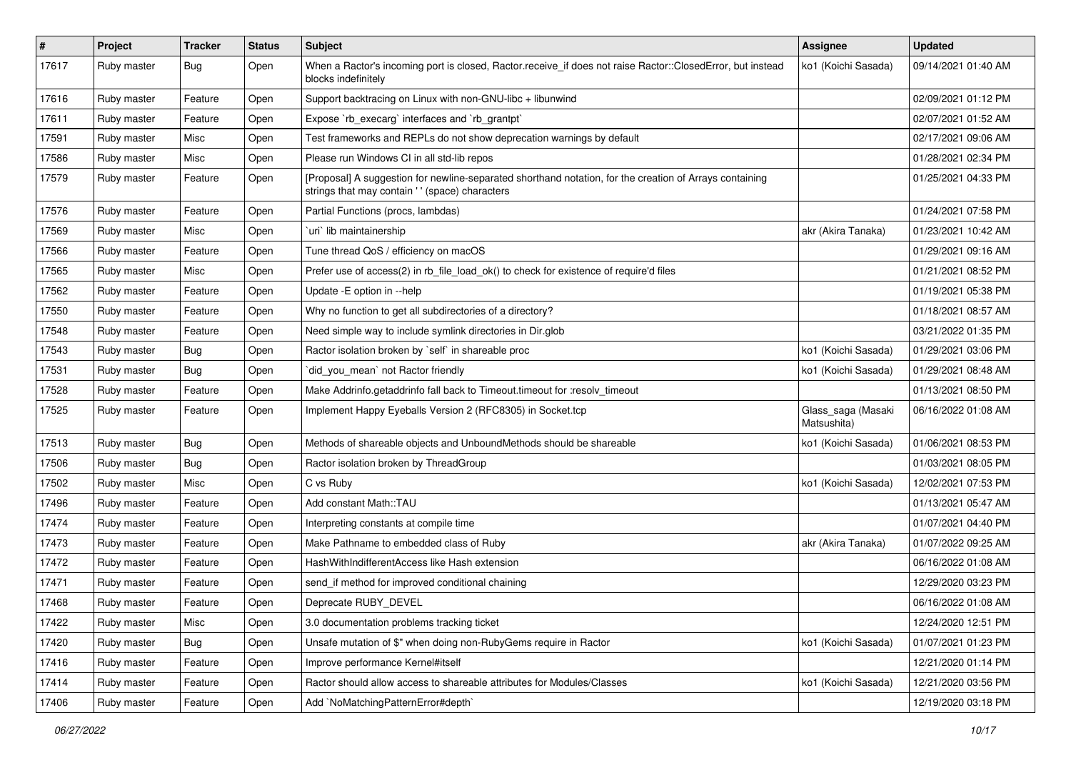| # | Project | Tracker | Status | Subject | Assignee | Updated |
|---|---|---|---|---|---|---|
| 17617 | Ruby master | Bug | Open | When a Ractor's incoming port is closed, Ractor.receive_if does not raise Ractor::ClosedError, but instead blocks indefinitely | ko1 (Koichi Sasada) | 09/14/2021 01:40 AM |
| 17616 | Ruby master | Feature | Open | Support backtracing on Linux with non-GNU-libc + libunwind | | 02/09/2021 01:12 PM |
| 17611 | Ruby master | Feature | Open | Expose `rb_execarg` interfaces and `rb_grantpt` | | 02/07/2021 01:52 AM |
| 17591 | Ruby master | Misc | Open | Test frameworks and REPLs do not show deprecation warnings by default | | 02/17/2021 09:06 AM |
| 17586 | Ruby master | Misc | Open | Please run Windows CI in all std-lib repos | | 01/28/2021 02:34 PM |
| 17579 | Ruby master | Feature | Open | [Proposal] A suggestion for newline-separated shorthand notation, for the creation of Arrays containing strings that may contain ' ' (space) characters | | 01/25/2021 04:33 PM |
| 17576 | Ruby master | Feature | Open | Partial Functions (procs, lambdas) | | 01/24/2021 07:58 PM |
| 17569 | Ruby master | Misc | Open | `uri` lib maintainership | akr (Akira Tanaka) | 01/23/2021 10:42 AM |
| 17566 | Ruby master | Feature | Open | Tune thread QoS / efficiency on macOS | | 01/29/2021 09:16 AM |
| 17565 | Ruby master | Misc | Open | Prefer use of access(2) in rb_file_load_ok() to check for existence of require'd files | | 01/21/2021 08:52 PM |
| 17562 | Ruby master | Feature | Open | Update -E option in --help | | 01/19/2021 05:38 PM |
| 17550 | Ruby master | Feature | Open | Why no function to get all subdirectories of a directory? | | 01/18/2021 08:57 AM |
| 17548 | Ruby master | Feature | Open | Need simple way to include symlink directories in Dir.glob | | 03/21/2022 01:35 PM |
| 17543 | Ruby master | Bug | Open | Ractor isolation broken by `self` in shareable proc | ko1 (Koichi Sasada) | 01/29/2021 03:06 PM |
| 17531 | Ruby master | Bug | Open | `did_you_mean` not Ractor friendly | ko1 (Koichi Sasada) | 01/29/2021 08:48 AM |
| 17528 | Ruby master | Feature | Open | Make Addrinfo.getaddrinfo fall back to Timeout.timeout for :resolv_timeout | | 01/13/2021 08:50 PM |
| 17525 | Ruby master | Feature | Open | Implement Happy Eyeballs Version 2 (RFC8305) in Socket.tcp | Glass_saga (Masaki Matsushita) | 06/16/2022 01:08 AM |
| 17513 | Ruby master | Bug | Open | Methods of shareable objects and UnboundMethods should be shareable | ko1 (Koichi Sasada) | 01/06/2021 08:53 PM |
| 17506 | Ruby master | Bug | Open | Ractor isolation broken by ThreadGroup | | 01/03/2021 08:05 PM |
| 17502 | Ruby master | Misc | Open | C vs Ruby | ko1 (Koichi Sasada) | 12/02/2021 07:53 PM |
| 17496 | Ruby master | Feature | Open | Add constant Math::TAU | | 01/13/2021 05:47 AM |
| 17474 | Ruby master | Feature | Open | Interpreting constants at compile time | | 01/07/2021 04:40 PM |
| 17473 | Ruby master | Feature | Open | Make Pathname to embedded class of Ruby | akr (Akira Tanaka) | 01/07/2022 09:25 AM |
| 17472 | Ruby master | Feature | Open | HashWithIndifferentAccess like Hash extension | | 06/16/2022 01:08 AM |
| 17471 | Ruby master | Feature | Open | send_if method for improved conditional chaining | | 12/29/2020 03:23 PM |
| 17468 | Ruby master | Feature | Open | Deprecate RUBY_DEVEL | | 06/16/2022 01:08 AM |
| 17422 | Ruby master | Misc | Open | 3.0 documentation problems tracking ticket | | 12/24/2020 12:51 PM |
| 17420 | Ruby master | Bug | Open | Unsafe mutation of $" when doing non-RubyGems require in Ractor | ko1 (Koichi Sasada) | 01/07/2021 01:23 PM |
| 17416 | Ruby master | Feature | Open | Improve performance Kernel#itself | | 12/21/2020 01:14 PM |
| 17414 | Ruby master | Feature | Open | Ractor should allow access to shareable attributes for Modules/Classes | ko1 (Koichi Sasada) | 12/21/2020 03:56 PM |
| 17406 | Ruby master | Feature | Open | Add `NoMatchingPatternError#depth` | | 12/19/2020 03:18 PM |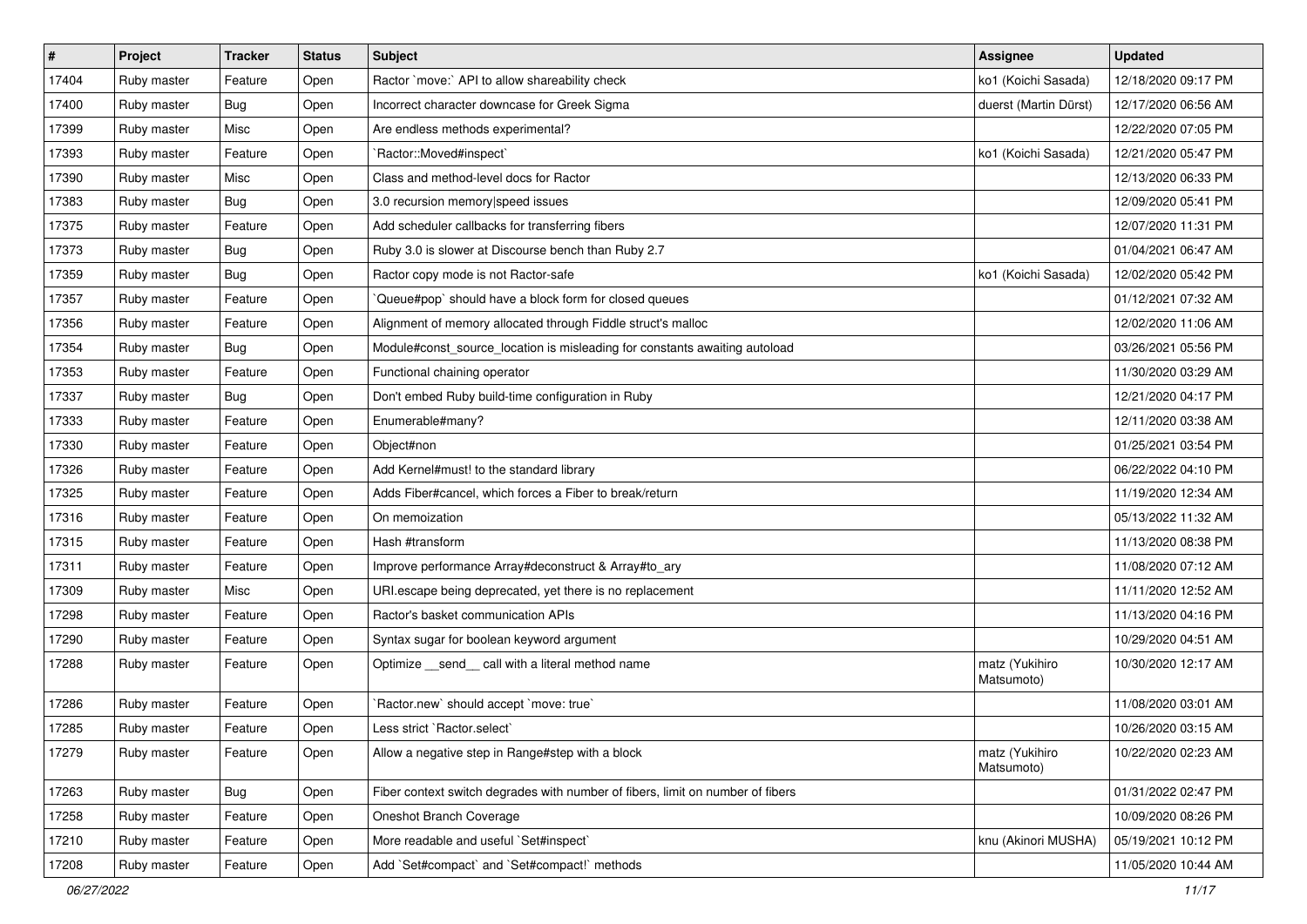| # | Project | Tracker | Status | Subject | Assignee | Updated |
|---|---|---|---|---|---|---|
| 17404 | Ruby master | Feature | Open | Ractor `move:` API to allow shareability check | ko1 (Koichi Sasada) | 12/18/2020 09:17 PM |
| 17400 | Ruby master | Bug | Open | Incorrect character downcase for Greek Sigma | duerst (Martin Dürst) | 12/17/2020 06:56 AM |
| 17399 | Ruby master | Misc | Open | Are endless methods experimental? | | 12/22/2020 07:05 PM |
| 17393 | Ruby master | Feature | Open | `Ractor::Moved#inspect` | ko1 (Koichi Sasada) | 12/21/2020 05:47 PM |
| 17390 | Ruby master | Misc | Open | Class and method-level docs for Ractor | | 12/13/2020 06:33 PM |
| 17383 | Ruby master | Bug | Open | 3.0 recursion memory\|speed issues | | 12/09/2020 05:41 PM |
| 17375 | Ruby master | Feature | Open | Add scheduler callbacks for transferring fibers | | 12/07/2020 11:31 PM |
| 17373 | Ruby master | Bug | Open | Ruby 3.0 is slower at Discourse bench than Ruby 2.7 | | 01/04/2021 06:47 AM |
| 17359 | Ruby master | Bug | Open | Ractor copy mode is not Ractor-safe | ko1 (Koichi Sasada) | 12/02/2020 05:42 PM |
| 17357 | Ruby master | Feature | Open | `Queue#pop` should have a block form for closed queues | | 01/12/2021 07:32 AM |
| 17356 | Ruby master | Feature | Open | Alignment of memory allocated through Fiddle struct's malloc | | 12/02/2020 11:06 AM |
| 17354 | Ruby master | Bug | Open | Module#const_source_location is misleading for constants awaiting autoload | | 03/26/2021 05:56 PM |
| 17353 | Ruby master | Feature | Open | Functional chaining operator | | 11/30/2020 03:29 AM |
| 17337 | Ruby master | Bug | Open | Don't embed Ruby build-time configuration in Ruby | | 12/21/2020 04:17 PM |
| 17333 | Ruby master | Feature | Open | Enumerable#many? | | 12/11/2020 03:38 AM |
| 17330 | Ruby master | Feature | Open | Object#non | | 01/25/2021 03:54 PM |
| 17326 | Ruby master | Feature | Open | Add Kernel#must! to the standard library | | 06/22/2022 04:10 PM |
| 17325 | Ruby master | Feature | Open | Adds Fiber#cancel, which forces a Fiber to break/return | | 11/19/2020 12:34 AM |
| 17316 | Ruby master | Feature | Open | On memoization | | 05/13/2022 11:32 AM |
| 17315 | Ruby master | Feature | Open | Hash #transform | | 11/13/2020 08:38 PM |
| 17311 | Ruby master | Feature | Open | Improve performance Array#deconstruct & Array#to_ary | | 11/08/2020 07:12 AM |
| 17309 | Ruby master | Misc | Open | URI.escape being deprecated, yet there is no replacement | | 11/11/2020 12:52 AM |
| 17298 | Ruby master | Feature | Open | Ractor's basket communication APIs | | 11/13/2020 04:16 PM |
| 17290 | Ruby master | Feature | Open | Syntax sugar for boolean keyword argument | | 10/29/2020 04:51 AM |
| 17288 | Ruby master | Feature | Open | Optimize __send__ call with a literal method name | matz (Yukihiro Matsumoto) | 10/30/2020 12:17 AM |
| 17286 | Ruby master | Feature | Open | `Ractor.new` should accept `move: true` | | 11/08/2020 03:01 AM |
| 17285 | Ruby master | Feature | Open | Less strict `Ractor.select` | | 10/26/2020 03:15 AM |
| 17279 | Ruby master | Feature | Open | Allow a negative step in Range#step with a block | matz (Yukihiro Matsumoto) | 10/22/2020 02:23 AM |
| 17263 | Ruby master | Bug | Open | Fiber context switch degrades with number of fibers, limit on number of fibers | | 01/31/2022 02:47 PM |
| 17258 | Ruby master | Feature | Open | Oneshot Branch Coverage | | 10/09/2020 08:26 PM |
| 17210 | Ruby master | Feature | Open | More readable and useful `Set#inspect` | knu (Akinori MUSHA) | 05/19/2021 10:12 PM |
| 17208 | Ruby master | Feature | Open | Add `Set#compact` and `Set#compact!` methods | | 11/05/2020 10:44 AM |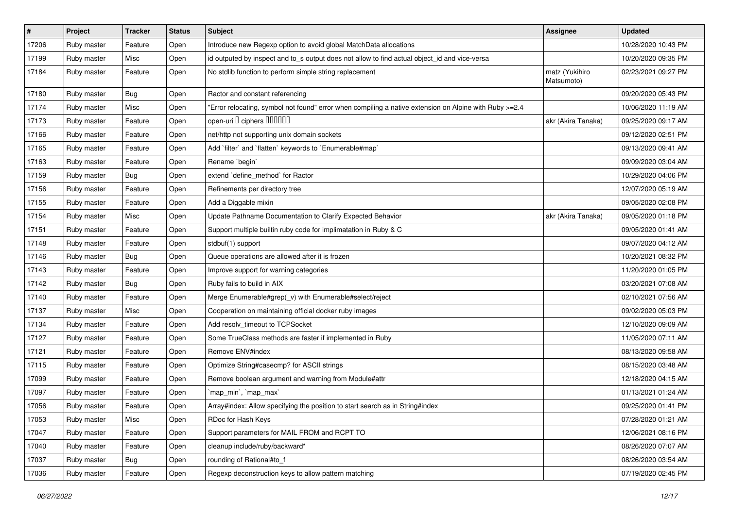| # | Project | Tracker | Status | Subject | Assignee | Updated |
|---|---|---|---|---|---|---|
| 17206 | Ruby master | Feature | Open | Introduce new Regexp option to avoid global MatchData allocations | | 10/28/2020 10:43 PM |
| 17199 | Ruby master | Misc | Open | id outputed by inspect and to_s output does not allow to find actual object_id and vice-versa | | 10/20/2020 09:35 PM |
| 17184 | Ruby master | Feature | Open | No stdlib function to perform simple string replacement | matz (Yukihiro Matsumoto) | 02/23/2021 09:27 PM |
| 17180 | Ruby master | Bug | Open | Ractor and constant referencing | | 09/20/2020 05:43 PM |
| 17174 | Ruby master | Misc | Open | "Error relocating, symbol not found" error when compiling a native extension on Alpine with Ruby >=2.4 | | 10/06/2020 11:19 AM |
| 17173 | Ruby master | Feature | Open | open-uri � ciphers ������ | akr (Akira Tanaka) | 09/25/2020 09:17 AM |
| 17166 | Ruby master | Feature | Open | net/http not supporting unix domain sockets | | 09/12/2020 02:51 PM |
| 17165 | Ruby master | Feature | Open | Add `filter` and `flatten` keywords to `Enumerable#map` | | 09/13/2020 09:41 AM |
| 17163 | Ruby master | Feature | Open | Rename `begin` | | 09/09/2020 03:04 AM |
| 17159 | Ruby master | Bug | Open | extend `define_method` for Ractor | | 10/29/2020 04:06 PM |
| 17156 | Ruby master | Feature | Open | Refinements per directory tree | | 12/07/2020 05:19 AM |
| 17155 | Ruby master | Feature | Open | Add a Diggable mixin | | 09/05/2020 02:08 PM |
| 17154 | Ruby master | Misc | Open | Update Pathname Documentation to Clarify Expected Behavior | akr (Akira Tanaka) | 09/05/2020 01:18 PM |
| 17151 | Ruby master | Feature | Open | Support multiple builtin ruby code for implimatation in Ruby & C | | 09/05/2020 01:41 AM |
| 17148 | Ruby master | Feature | Open | stdbuf(1) support | | 09/07/2020 04:12 AM |
| 17146 | Ruby master | Bug | Open | Queue operations are allowed after it is frozen | | 10/20/2021 08:32 PM |
| 17143 | Ruby master | Feature | Open | Improve support for warning categories | | 11/20/2020 01:05 PM |
| 17142 | Ruby master | Bug | Open | Ruby fails to build in AIX | | 03/20/2021 07:08 AM |
| 17140 | Ruby master | Feature | Open | Merge Enumerable#grep(_v) with Enumerable#select/reject | | 02/10/2021 07:56 AM |
| 17137 | Ruby master | Misc | Open | Cooperation on maintaining official docker ruby images | | 09/02/2020 05:03 PM |
| 17134 | Ruby master | Feature | Open | Add resolv_timeout to TCPSocket | | 12/10/2020 09:09 AM |
| 17127 | Ruby master | Feature | Open | Some TrueClass methods are faster if implemented in Ruby | | 11/05/2020 07:11 AM |
| 17121 | Ruby master | Feature | Open | Remove ENV#index | | 08/13/2020 09:58 AM |
| 17115 | Ruby master | Feature | Open | Optimize String#casecmp? for ASCII strings | | 08/15/2020 03:48 AM |
| 17099 | Ruby master | Feature | Open | Remove boolean argument and warning from Module#attr | | 12/18/2020 04:15 AM |
| 17097 | Ruby master | Feature | Open | `map_min`, `map_max` | | 01/13/2021 01:24 AM |
| 17056 | Ruby master | Feature | Open | Array#index: Allow specifying the position to start search as in String#index | | 09/25/2020 01:41 PM |
| 17053 | Ruby master | Misc | Open | RDoc for Hash Keys | | 07/28/2020 01:21 AM |
| 17047 | Ruby master | Feature | Open | Support parameters for MAIL FROM and RCPT TO | | 12/06/2021 08:16 PM |
| 17040 | Ruby master | Feature | Open | cleanup include/ruby/backward* | | 08/26/2020 07:07 AM |
| 17037 | Ruby master | Bug | Open | rounding of Rational#to_f | | 08/26/2020 03:54 AM |
| 17036 | Ruby master | Feature | Open | Regexp deconstruction keys to allow pattern matching | | 07/19/2020 02:45 PM |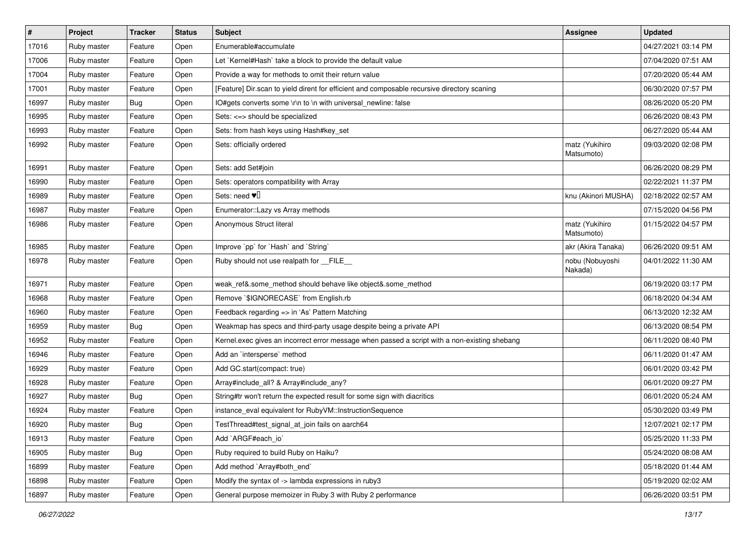| # | Project | Tracker | Status | Subject | Assignee | Updated |
|---|---|---|---|---|---|---|
| 17016 | Ruby master | Feature | Open | Enumerable#accumulate | | 04/27/2021 03:14 PM |
| 17006 | Ruby master | Feature | Open | Let `Kernel#Hash` take a block to provide the default value | | 07/04/2020 07:51 AM |
| 17004 | Ruby master | Feature | Open | Provide a way for methods to omit their return value | | 07/20/2020 05:44 AM |
| 17001 | Ruby master | Feature | Open | [Feature] Dir.scan to yield dirent for efficient and composable recursive directory scaning | | 06/30/2020 07:57 PM |
| 16997 | Ruby master | Bug | Open | IO#gets converts some \r\n to \n with universal_newline: false | | 08/26/2020 05:20 PM |
| 16995 | Ruby master | Feature | Open | Sets: <=> should be specialized | | 06/26/2020 08:43 PM |
| 16993 | Ruby master | Feature | Open | Sets: from hash keys using Hash#key_set | | 06/27/2020 05:44 AM |
| 16992 | Ruby master | Feature | Open | Sets: officially ordered | matz (Yukihiro Matsumoto) | 09/03/2020 02:08 PM |
| 16991 | Ruby master | Feature | Open | Sets: add Set#join | | 06/26/2020 08:29 PM |
| 16990 | Ruby master | Feature | Open | Sets: operators compatibility with Array | | 02/22/2021 11:37 PM |
| 16989 | Ruby master | Feature | Open | Sets: need ♥️ | knu (Akinori MUSHA) | 02/18/2022 02:57 AM |
| 16987 | Ruby master | Feature | Open | Enumerator::Lazy vs Array methods | | 07/15/2020 04:56 PM |
| 16986 | Ruby master | Feature | Open | Anonymous Struct literal | matz (Yukihiro Matsumoto) | 01/15/2022 04:57 PM |
| 16985 | Ruby master | Feature | Open | Improve `pp` for `Hash` and `String` | akr (Akira Tanaka) | 06/26/2020 09:51 AM |
| 16978 | Ruby master | Feature | Open | Ruby should not use realpath for __FILE__ | nobu (Nobuyoshi Nakada) | 04/01/2022 11:30 AM |
| 16971 | Ruby master | Feature | Open | weak_ref&.some_method should behave like object&.some_method | | 06/19/2020 03:17 PM |
| 16968 | Ruby master | Feature | Open | Remove `$IGNORECASE` from English.rb | | 06/18/2020 04:34 AM |
| 16960 | Ruby master | Feature | Open | Feedback regarding => in 'As' Pattern Matching | | 06/13/2020 12:32 AM |
| 16959 | Ruby master | Bug | Open | Weakmap has specs and third-party usage despite being a private API | | 06/13/2020 08:54 PM |
| 16952 | Ruby master | Feature | Open | Kernel.exec gives an incorrect error message when passed a script with a non-existing shebang | | 06/11/2020 08:40 PM |
| 16946 | Ruby master | Feature | Open | Add an `intersperse` method | | 06/11/2020 01:47 AM |
| 16929 | Ruby master | Feature | Open | Add GC.start(compact: true) | | 06/01/2020 03:42 PM |
| 16928 | Ruby master | Feature | Open | Array#include_all? & Array#include_any? | | 06/01/2020 09:27 PM |
| 16927 | Ruby master | Bug | Open | String#tr won't return the expected result for some sign with diacritics | | 06/01/2020 05:24 AM |
| 16924 | Ruby master | Feature | Open | instance_eval equivalent for RubyVM::InstructionSequence | | 05/30/2020 03:49 PM |
| 16920 | Ruby master | Bug | Open | TestThread#test_signal_at_join fails on aarch64 | | 12/07/2021 02:17 PM |
| 16913 | Ruby master | Feature | Open | Add `ARGF#each_io` | | 05/25/2020 11:33 PM |
| 16905 | Ruby master | Bug | Open | Ruby required to build Ruby on Haiku? | | 05/24/2020 08:08 AM |
| 16899 | Ruby master | Feature | Open | Add method `Array#both_end` | | 05/18/2020 01:44 AM |
| 16898 | Ruby master | Feature | Open | Modify the syntax of -> lambda expressions in ruby3 | | 05/19/2020 02:02 AM |
| 16897 | Ruby master | Feature | Open | General purpose memoizer in Ruby 3 with Ruby 2 performance | | 06/26/2020 03:51 PM |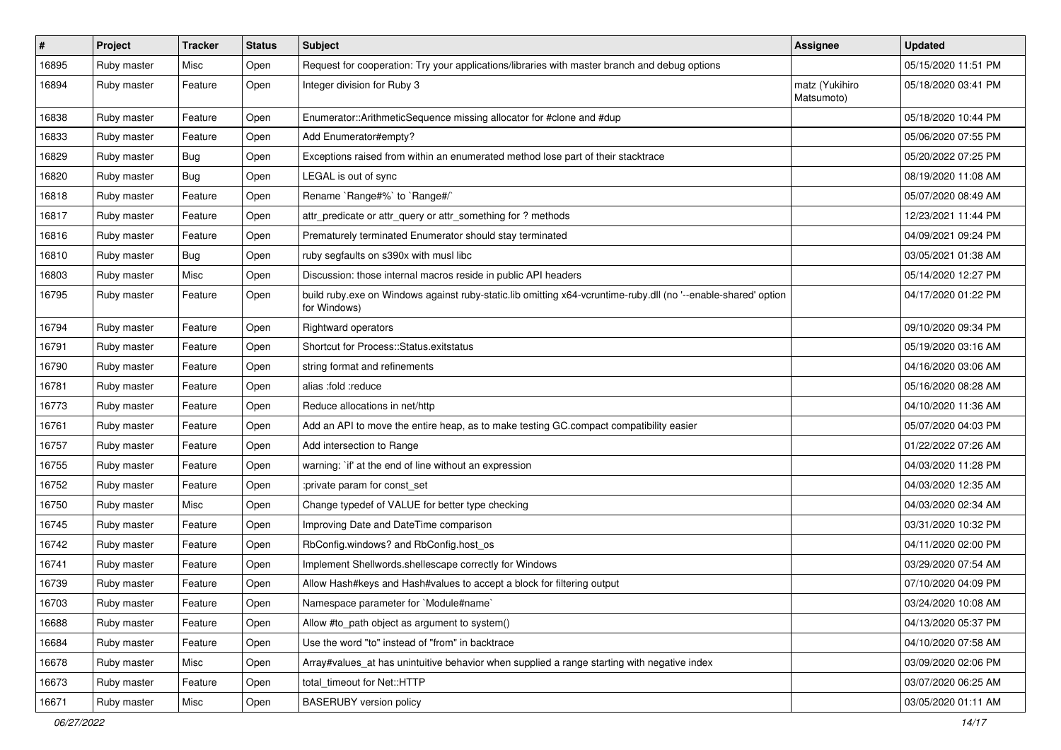| # | Project | Tracker | Status | Subject | Assignee | Updated |
|---|---|---|---|---|---|---|
| 16895 | Ruby master | Misc | Open | Request for cooperation: Try your applications/libraries with master branch and debug options | | 05/15/2020 11:51 PM |
| 16894 | Ruby master | Feature | Open | Integer division for Ruby 3 | matz (Yukihiro Matsumoto) | 05/18/2020 03:41 PM |
| 16838 | Ruby master | Feature | Open | Enumerator::ArithmeticSequence missing allocator for #clone and #dup | | 05/18/2020 10:44 PM |
| 16833 | Ruby master | Feature | Open | Add Enumerator#empty? | | 05/06/2020 07:55 PM |
| 16829 | Ruby master | Bug | Open | Exceptions raised from within an enumerated method lose part of their stacktrace | | 05/20/2022 07:25 PM |
| 16820 | Ruby master | Bug | Open | LEGAL is out of sync | | 08/19/2020 11:08 AM |
| 16818 | Ruby master | Feature | Open | Rename `Range#%` to `Range#/` | | 05/07/2020 08:49 AM |
| 16817 | Ruby master | Feature | Open | attr_predicate or attr_query or attr_something for ? methods | | 12/23/2021 11:44 PM |
| 16816 | Ruby master | Feature | Open | Prematurely terminated Enumerator should stay terminated | | 04/09/2021 09:24 PM |
| 16810 | Ruby master | Bug | Open | ruby segfaults on s390x with musl libc | | 03/05/2021 01:38 AM |
| 16803 | Ruby master | Misc | Open | Discussion: those internal macros reside in public API headers | | 05/14/2020 12:27 PM |
| 16795 | Ruby master | Feature | Open | build ruby.exe on Windows against ruby-static.lib omitting x64-vcruntime-ruby.dll (no '--enable-shared' option for Windows) | | 04/17/2020 01:22 PM |
| 16794 | Ruby master | Feature | Open | Rightward operators | | 09/10/2020 09:34 PM |
| 16791 | Ruby master | Feature | Open | Shortcut for Process::Status.exitstatus | | 05/19/2020 03:16 AM |
| 16790 | Ruby master | Feature | Open | string format and refinements | | 04/16/2020 03:06 AM |
| 16781 | Ruby master | Feature | Open | alias :fold :reduce | | 05/16/2020 08:28 AM |
| 16773 | Ruby master | Feature | Open | Reduce allocations in net/http | | 04/10/2020 11:36 AM |
| 16761 | Ruby master | Feature | Open | Add an API to move the entire heap, as to make testing GC.compact compatibility easier | | 05/07/2020 04:03 PM |
| 16757 | Ruby master | Feature | Open | Add intersection to Range | | 01/22/2022 07:26 AM |
| 16755 | Ruby master | Feature | Open | warning: `if' at the end of line without an expression | | 04/03/2020 11:28 PM |
| 16752 | Ruby master | Feature | Open | :private param for const_set | | 04/03/2020 12:35 AM |
| 16750 | Ruby master | Misc | Open | Change typedef of VALUE for better type checking | | 04/03/2020 02:34 AM |
| 16745 | Ruby master | Feature | Open | Improving Date and DateTime comparison | | 03/31/2020 10:32 PM |
| 16742 | Ruby master | Feature | Open | RbConfig.windows? and RbConfig.host_os | | 04/11/2020 02:00 PM |
| 16741 | Ruby master | Feature | Open | Implement Shellwords.shellescape correctly for Windows | | 03/29/2020 07:54 AM |
| 16739 | Ruby master | Feature | Open | Allow Hash#keys and Hash#values to accept a block for filtering output | | 07/10/2020 04:09 PM |
| 16703 | Ruby master | Feature | Open | Namespace parameter for `Module#name` | | 03/24/2020 10:08 AM |
| 16688 | Ruby master | Feature | Open | Allow #to_path object as argument to system() | | 04/13/2020 05:37 PM |
| 16684 | Ruby master | Feature | Open | Use the word "to" instead of "from" in backtrace | | 04/10/2020 07:58 AM |
| 16678 | Ruby master | Misc | Open | Array#values_at has unintuitive behavior when supplied a range starting with negative index | | 03/09/2020 02:06 PM |
| 16673 | Ruby master | Feature | Open | total_timeout for Net::HTTP | | 03/07/2020 06:25 AM |
| 16671 | Ruby master | Misc | Open | BASERUBY version policy | | 03/05/2020 01:11 AM |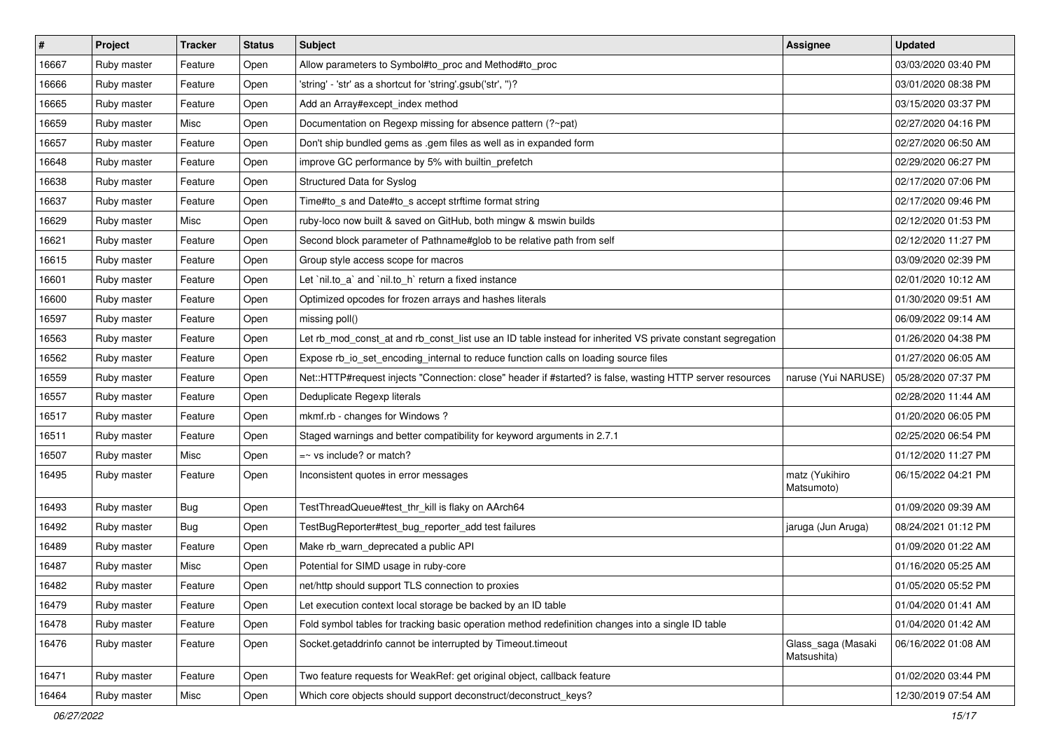| # | Project | Tracker | Status | Subject | Assignee | Updated |
|---|---|---|---|---|---|---|
| 16667 | Ruby master | Feature | Open | Allow parameters to Symbol#to_proc and Method#to_proc | | 03/03/2020 03:40 PM |
| 16666 | Ruby master | Feature | Open | 'string' - 'str' as a shortcut for 'string'.gsub('str', '')? | | 03/01/2020 08:38 PM |
| 16665 | Ruby master | Feature | Open | Add an Array#except_index method | | 03/15/2020 03:37 PM |
| 16659 | Ruby master | Misc | Open | Documentation on Regexp missing for absence pattern (?~pat) | | 02/27/2020 04:16 PM |
| 16657 | Ruby master | Feature | Open | Don't ship bundled gems as .gem files as well as in expanded form | | 02/27/2020 06:50 AM |
| 16648 | Ruby master | Feature | Open | improve GC performance by 5% with builtin_prefetch | | 02/29/2020 06:27 PM |
| 16638 | Ruby master | Feature | Open | Structured Data for Syslog | | 02/17/2020 07:06 PM |
| 16637 | Ruby master | Feature | Open | Time#to_s and Date#to_s accept strftime format string | | 02/17/2020 09:46 PM |
| 16629 | Ruby master | Misc | Open | ruby-loco now built & saved on GitHub, both mingw & mswin builds | | 02/12/2020 01:53 PM |
| 16621 | Ruby master | Feature | Open | Second block parameter of Pathname#glob to be relative path from self | | 02/12/2020 11:27 PM |
| 16615 | Ruby master | Feature | Open | Group style access scope for macros | | 03/09/2020 02:39 PM |
| 16601 | Ruby master | Feature | Open | Let `nil.to_a` and `nil.to_h` return a fixed instance | | 02/01/2020 10:12 AM |
| 16600 | Ruby master | Feature | Open | Optimized opcodes for frozen arrays and hashes literals | | 01/30/2020 09:51 AM |
| 16597 | Ruby master | Feature | Open | missing poll() | | 06/09/2022 09:14 AM |
| 16563 | Ruby master | Feature | Open | Let rb_mod_const_at and rb_const_list use an ID table instead for inherited VS private constant segregation | | 01/26/2020 04:38 PM |
| 16562 | Ruby master | Feature | Open | Expose rb_io_set_encoding_internal to reduce function calls on loading source files | | 01/27/2020 06:05 AM |
| 16559 | Ruby master | Feature | Open | Net::HTTP#request injects "Connection: close" header if #started? is false, wasting HTTP server resources | naruse (Yui NARUSE) | 05/28/2020 07:37 PM |
| 16557 | Ruby master | Feature | Open | Deduplicate Regexp literals | | 02/28/2020 11:44 AM |
| 16517 | Ruby master | Feature | Open | mkmf.rb - changes for Windows ? | | 01/20/2020 06:05 PM |
| 16511 | Ruby master | Feature | Open | Staged warnings and better compatibility for keyword arguments in 2.7.1 | | 02/25/2020 06:54 PM |
| 16507 | Ruby master | Misc | Open | =~ vs include? or match? | | 01/12/2020 11:27 PM |
| 16495 | Ruby master | Feature | Open | Inconsistent quotes in error messages | matz (Yukihiro Matsumoto) | 06/15/2022 04:21 PM |
| 16493 | Ruby master | Bug | Open | TestThreadQueue#test_thr_kill is flaky on AArch64 | | 01/09/2020 09:39 AM |
| 16492 | Ruby master | Bug | Open | TestBugReporter#test_bug_reporter_add test failures | jaruga (Jun Aruga) | 08/24/2021 01:12 PM |
| 16489 | Ruby master | Feature | Open | Make rb_warn_deprecated a public API | | 01/09/2020 01:22 AM |
| 16487 | Ruby master | Misc | Open | Potential for SIMD usage in ruby-core | | 01/16/2020 05:25 AM |
| 16482 | Ruby master | Feature | Open | net/http should support TLS connection to proxies | | 01/05/2020 05:52 PM |
| 16479 | Ruby master | Feature | Open | Let execution context local storage be backed by an ID table | | 01/04/2020 01:41 AM |
| 16478 | Ruby master | Feature | Open | Fold symbol tables for tracking basic operation method redefinition changes into a single ID table | | 01/04/2020 01:42 AM |
| 16476 | Ruby master | Feature | Open | Socket.getaddrinfo cannot be interrupted by Timeout.timeout | Glass_saga (Masaki Matsushita) | 06/16/2022 01:08 AM |
| 16471 | Ruby master | Feature | Open | Two feature requests for WeakRef: get original object, callback feature | | 01/02/2020 03:44 PM |
| 16464 | Ruby master | Misc | Open | Which core objects should support deconstruct/deconstruct_keys? | | 12/30/2019 07:54 AM |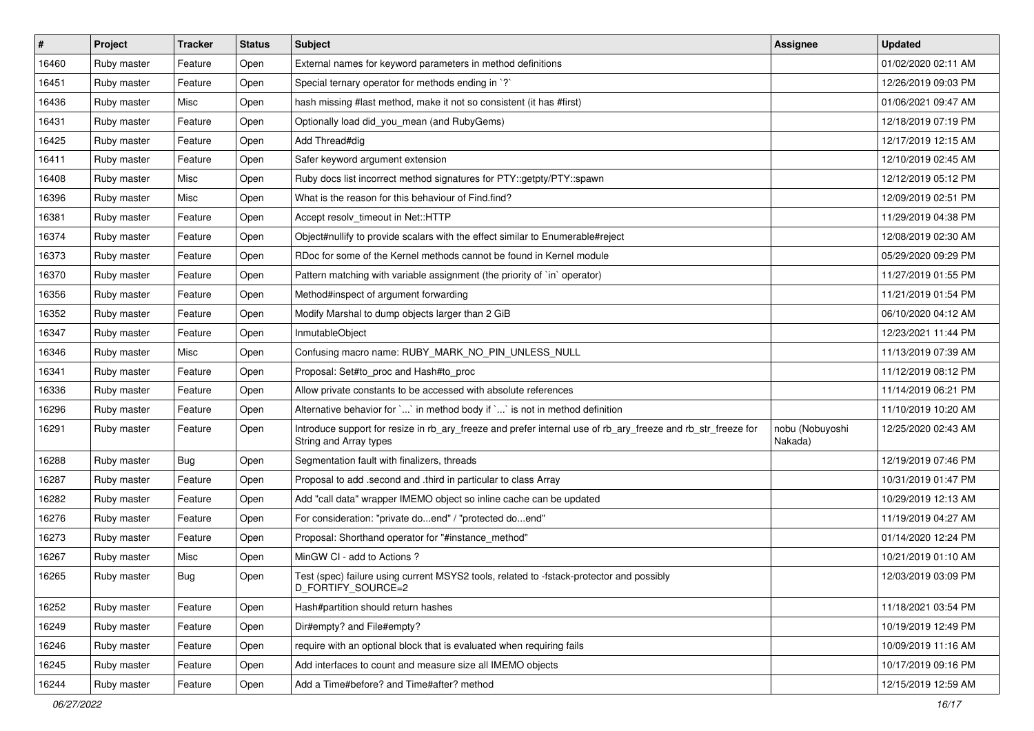| # | Project | Tracker | Status | Subject | Assignee | Updated |
| --- | --- | --- | --- | --- | --- | --- |
| 16460 | Ruby master | Feature | Open | External names for keyword parameters in method definitions | | 01/02/2020 02:11 AM |
| 16451 | Ruby master | Feature | Open | Special ternary operator for methods ending in `?` | | 12/26/2019 09:03 PM |
| 16436 | Ruby master | Misc | Open | hash missing #last method, make it not so consistent (it has #first) | | 01/06/2021 09:47 AM |
| 16431 | Ruby master | Feature | Open | Optionally load did_you_mean (and RubyGems) | | 12/18/2019 07:19 PM |
| 16425 | Ruby master | Feature | Open | Add Thread#dig | | 12/17/2019 12:15 AM |
| 16411 | Ruby master | Feature | Open | Safer keyword argument extension | | 12/10/2019 02:45 AM |
| 16408 | Ruby master | Misc | Open | Ruby docs list incorrect method signatures for PTY::getpty/PTY::spawn | | 12/12/2019 05:12 PM |
| 16396 | Ruby master | Misc | Open | What is the reason for this behaviour of Find.find? | | 12/09/2019 02:51 PM |
| 16381 | Ruby master | Feature | Open | Accept resolv_timeout in Net::HTTP | | 11/29/2019 04:38 PM |
| 16374 | Ruby master | Feature | Open | Object#nullify to provide scalars with the effect similar to Enumerable#reject | | 12/08/2019 02:30 AM |
| 16373 | Ruby master | Feature | Open | RDoc for some of the Kernel methods cannot be found in Kernel module | | 05/29/2020 09:29 PM |
| 16370 | Ruby master | Feature | Open | Pattern matching with variable assignment (the priority of `in` operator) | | 11/27/2019 01:55 PM |
| 16356 | Ruby master | Feature | Open | Method#inspect of argument forwarding | | 11/21/2019 01:54 PM |
| 16352 | Ruby master | Feature | Open | Modify Marshal to dump objects larger than 2 GiB | | 06/10/2020 04:12 AM |
| 16347 | Ruby master | Feature | Open | InmutableObject | | 12/23/2021 11:44 PM |
| 16346 | Ruby master | Misc | Open | Confusing macro name: RUBY_MARK_NO_PIN_UNLESS_NULL | | 11/13/2019 07:39 AM |
| 16341 | Ruby master | Feature | Open | Proposal: Set#to_proc and Hash#to_proc | | 11/12/2019 08:12 PM |
| 16336 | Ruby master | Feature | Open | Allow private constants to be accessed with absolute references | | 11/14/2019 06:21 PM |
| 16296 | Ruby master | Feature | Open | Alternative behavior for `...` in method body if `...` is not in method definition | | 11/10/2019 10:20 AM |
| 16291 | Ruby master | Feature | Open | Introduce support for resize in rb_ary_freeze and prefer internal use of rb_ary_freeze and rb_str_freeze for String and Array types | nobu (Nobuyoshi Nakada) | 12/25/2020 02:43 AM |
| 16288 | Ruby master | Bug | Open | Segmentation fault with finalizers, threads | | 12/19/2019 07:46 PM |
| 16287 | Ruby master | Feature | Open | Proposal to add .second and .third in particular to class Array | | 10/31/2019 01:47 PM |
| 16282 | Ruby master | Feature | Open | Add "call data" wrapper IMEMO object so inline cache can be updated | | 10/29/2019 12:13 AM |
| 16276 | Ruby master | Feature | Open | For consideration: "private do...end" / "protected do...end" | | 11/19/2019 04:27 AM |
| 16273 | Ruby master | Feature | Open | Proposal: Shorthand operator for "#instance_method" | | 01/14/2020 12:24 PM |
| 16267 | Ruby master | Misc | Open | MinGW CI - add to Actions ? | | 10/21/2019 01:10 AM |
| 16265 | Ruby master | Bug | Open | Test (spec) failure using current MSYS2 tools, related to -fstack-protector and possibly D_FORTIFY_SOURCE=2 | | 12/03/2019 03:09 PM |
| 16252 | Ruby master | Feature | Open | Hash#partition should return hashes | | 11/18/2021 03:54 PM |
| 16249 | Ruby master | Feature | Open | Dir#empty? and File#empty? | | 10/19/2019 12:49 PM |
| 16246 | Ruby master | Feature | Open | require with an optional block that is evaluated when requiring fails | | 10/09/2019 11:16 AM |
| 16245 | Ruby master | Feature | Open | Add interfaces to count and measure size all IMEMO objects | | 10/17/2019 09:16 PM |
| 16244 | Ruby master | Feature | Open | Add a Time#before? and Time#after? method | | 12/15/2019 12:59 AM |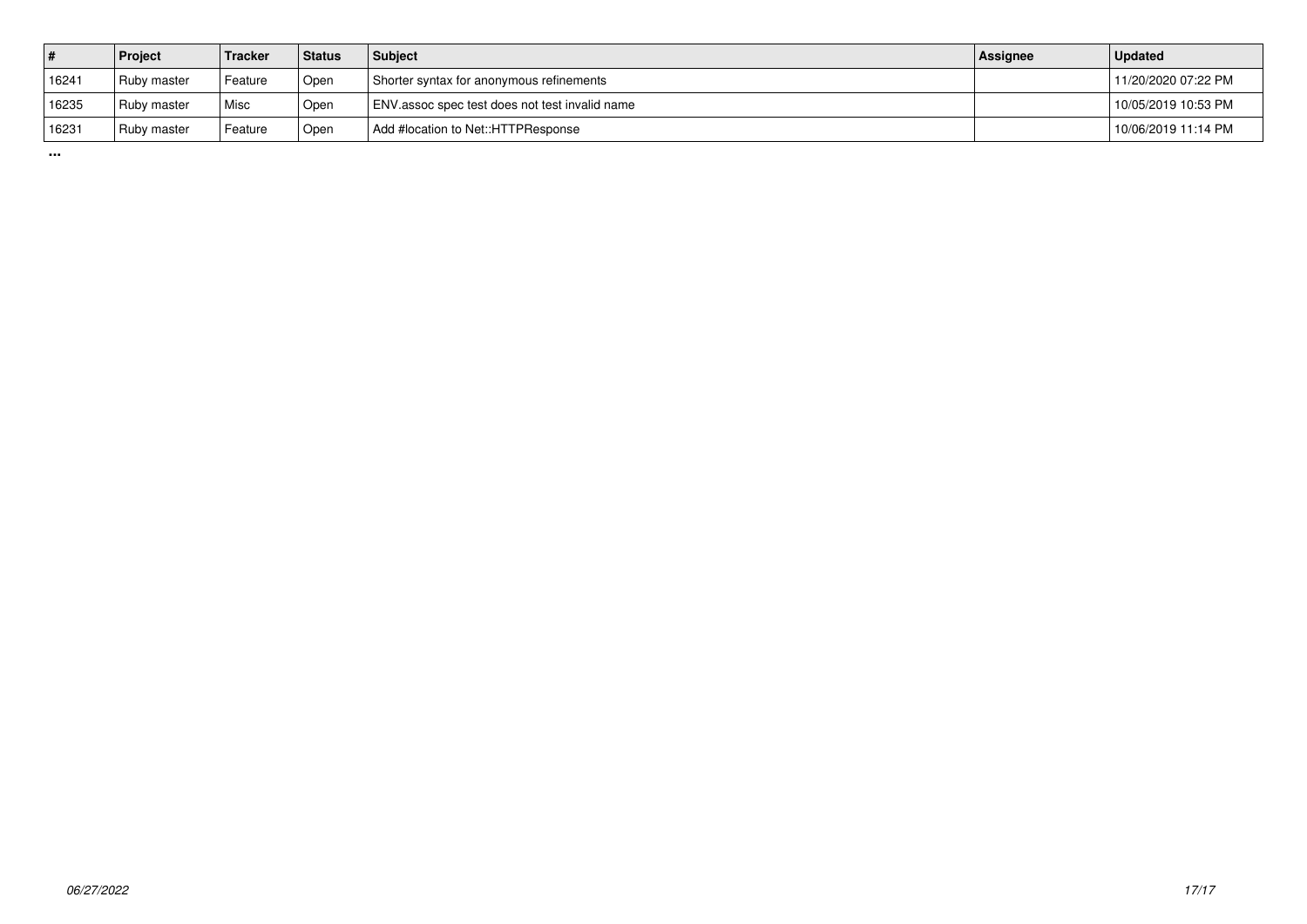| # | Project | Tracker | Status | Subject | Assignee | Updated |
|---|---|---|---|---|---|---|
| 16241 | Ruby master | Feature | Open | Shorter syntax for anonymous refinements | | 11/20/2020 07:22 PM |
| 16235 | Ruby master | Misc | Open | ENV.assoc spec test does not test invalid name | | 10/05/2019 10:53 PM |
| 16231 | Ruby master | Feature | Open | Add #location to Net::HTTPResponse | | 10/06/2019 11:14 PM |

...